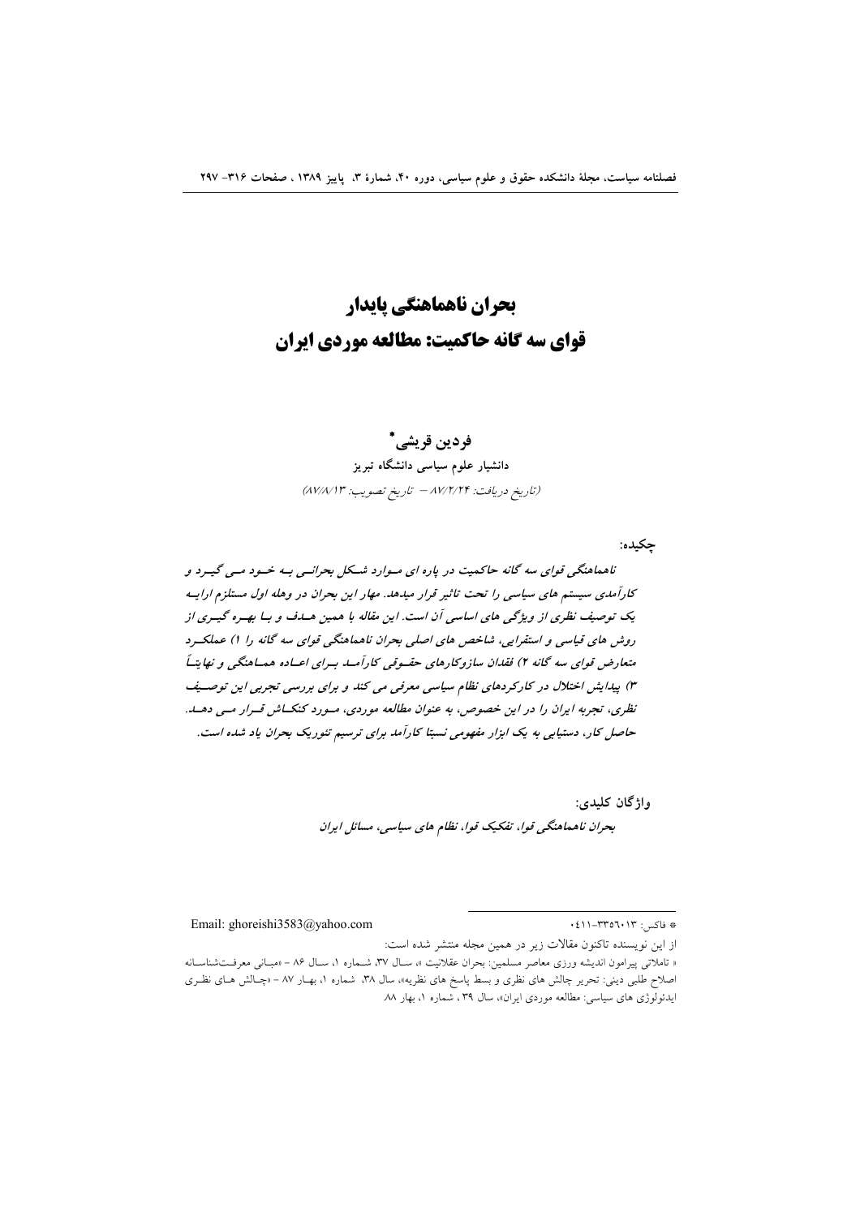# بحران ناهماهنگی پایدار
# قوای سه گانه حاکمیت: مطالعه موردی ایران

**فردین قریشی***

**دانشیار علوم سیاسی دانشگاه تبریز**

*(تاریخ دریافت: ۸۷/۲/۲۴ – تاریخ تصویب: ۸۷/۸/۱۳)*

**چکیده:**

***ناهماهنگی قوای سه گانه حاکمیت در پاره ای موارد شکل بحرانی به خود می گیرد و کارآمدی سیستم های سیاسی را تحت تاثیر قرار میدهد. مهار این بحران در وهله اول مستلزم ارایه یک توصیف نظری از ویژگی های اساسی آن است. این مقاله با همین هدف و با بهره گیری از روش های قیاسی و استقرایی، شاخص های اصلی بحران ناهماهنگی قوای سه گانه را ۱) عملکرد متعارض قوای سه گانه ۲) فقدان سازوکارهای حقوقی کارآمد برای اعاده هماهنگی و نهایتاً ۳) پیدایش اختلال در کارکردهای نظام سیاسی معرفی می کند و برای بررسی تجربی این توصیف نظری، تجربه ایران را در این خصوص، به عنوان مطالعه موردی، مورد کنکاش قرار می دهد. حاصل کار، دستیابی به یک ابزار مفهومی نسبتا کارآمد برای ترسیم تئوریک بحران یاد شده است.***

**واژگان کلیدی:**

***بحران ناهماهنگی قوا، تفکیک قوا، نظام های سیاسی، مسائل ایران***

---

* فاکس: ۰۴۱۱-۳۳۵۶۰۱۳

Email: ghoreishi3583@yahoo.com

از این نویسنده تاکنون مقالات زیر در همین مجله منتشر شده است:

« تاملاتی پیرامون اندیشه ورزی معاصر مسلمین: بحران عقلانیت »، سال ۳۷، شماره ۱، سال ۸۶ - «مبانی معرفت‌شناسانه اصلاح طلبی دینی: تحریر چالش های نظری و بسط پاسخ های نظریه»، سال ۳۸، شماره ۱، بهار ۸۷ - «چالش های نظری ایدئولوژی های سیاسی: مطالعه موردی ایران»، سال ۳۹ ، شماره ۱، بهار ۸۸.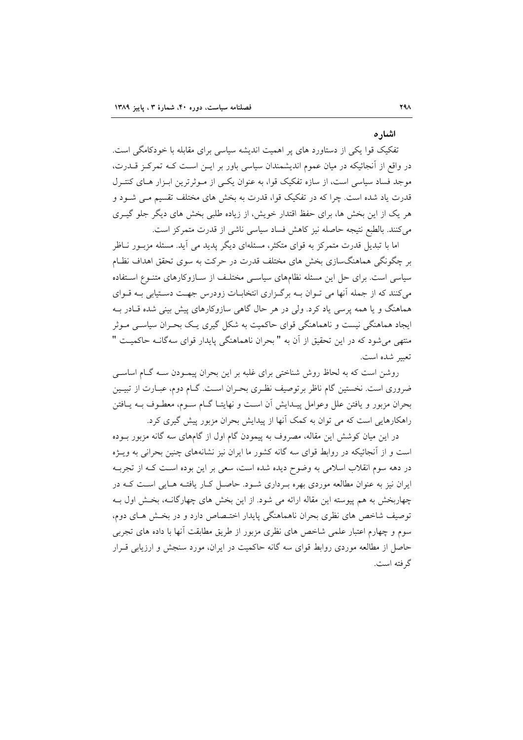## اشاره

تفکیک قوا یکی از دستاورد های پر اهمیت اندیشه سیاسی برای مقابله با خودکامگی است. در واقع از آنجائیکه در میان عموم اندیشمندان سیاسی باور بر این است که تمرکز قدرت، موجد فساد سیاسی است، از سازه تفکیک قوا، به عنوان یکی از موثرترین ابزار های کنترل قدرت یاد شده است. چرا که در تفکیک قوا، قدرت به بخش های مختلف تقسیم می شود و هر یک از این بخش ها، برای حفظ اقتدار خویش، از زیاده طلبی بخش های دیگر جلو گیری می‌کنند. بالطبع نتیجه حاصله نیز کاهش فساد سیاسی ناشی از قدرت متمرکز است.

اما با تبدیل قدرت متمرکز به قوای متکثر، مسئله‌ای دیگر پدید می آید. مسئله مزبور ناظر بر چگونگی هماهنگ‌سازی بخش های مختلف قدرت در حرکت به سوی تحقق اهداف نظام سیاسی است. برای حل این مسئله نظام‌های سیاسی مختلف از سازوکارهای متنوع استفاده می‌کنند که از جمله آنها می توان به برگزاری انتخابات زودرس جهت دستیابی به قوای هماهنگ و یا همه پرسی یاد کرد. ولی در هر حال گاهی سازوکارهای پیش بینی شده قادر به ایجاد هماهنگی نیست و ناهماهنگی قوای حاکمیت به شکل گیری یک بحران سیاسی موثر منتهی می‌شود که در این تحقیق از آن به " بحران ناهماهنگی پایدار قوای سه‌گانه حاکمیت " تعبیر شده است.

روشن است که به لحاظ روش شناختی برای غلبه بر این بحران پیمودن سه گام اساسی ضروری است. نخستین گام ناظر برتوصیف نظری بحران است. گام دوم، عبارت از تبیین بحران مزبور و یافتن علل وعوامل پیدایش آن است و نهایتا گام سوم، معطوف به یافتن راهکارهایی است که می توان به کمک آنها از پیدایش بحران مزبور پیش گیری کرد.

در این میان کوشش این مقاله، مصروف به پیمودن گام اول از گام‌های سه گانه مزبور بوده است و از آنجائیکه در روابط قوای سه گانه کشور ما ایران نیز نشانه‌های چنین بحرانی به ویژه در دهه سوم انقلاب اسلامی به وضوح دیده شده است، سعی بر این بوده است که از تجربه ایران نیز به عنوان مطالعه موردی بهره برداری شود. حاصل کار یافته هایی است که در چهاربخش به هم پیوسته این مقاله ارائه می شود. از این بخش های چهارگانه، بخش اول به توصیف شاخص های نظری بحران ناهماهنگی پایدار اختصاص دارد و در بخش های دوم، سوم و چهارم اعتبار علمی شاخص های نظری مزبور از طریق مطابقت آنها با داده های تجربی حاصل از مطالعه موردی روابط قوای سه گانه حاکمیت در ایران، مورد سنجش و ارزیابی قرار گرفته است.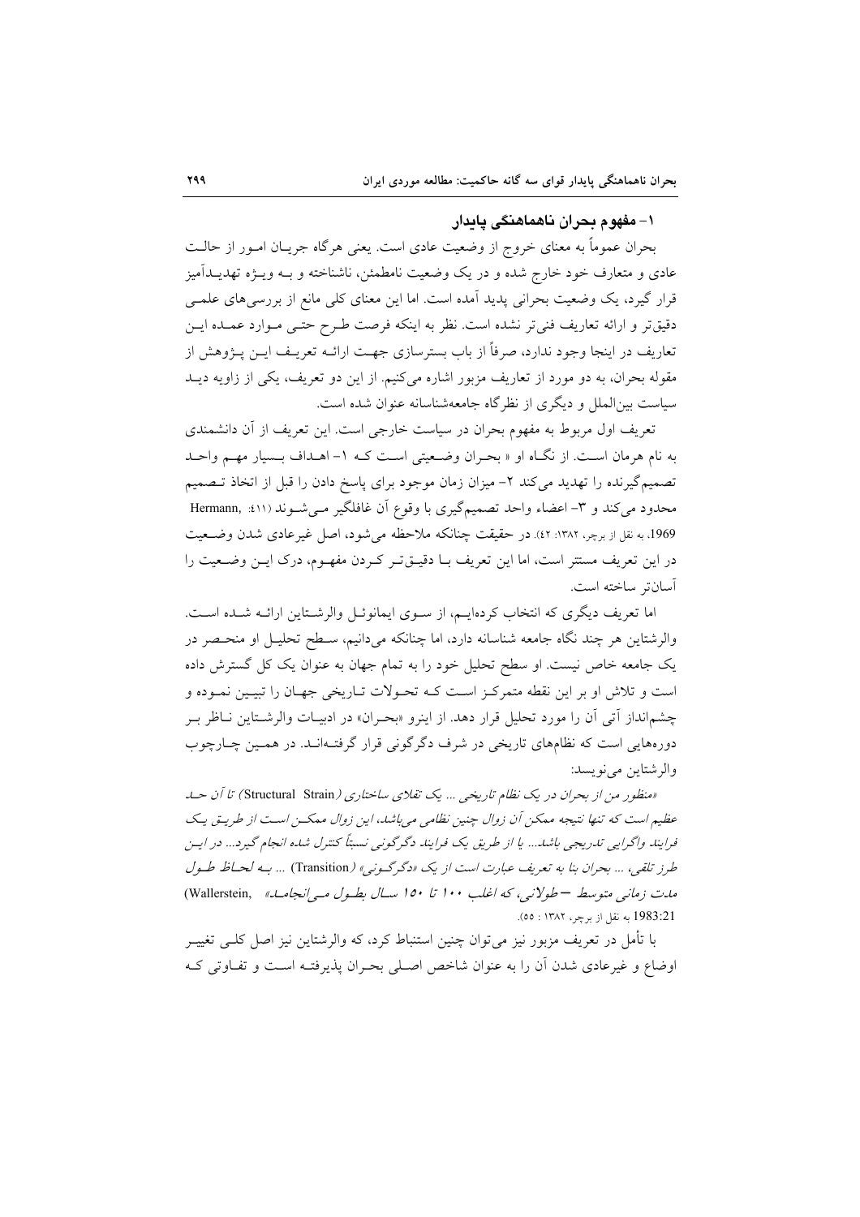## ۱- مفهوم بحران ناهماهنگی پایدار

بحران عموماً به معنای خروج از وضعیت عادی است. یعنی هرگاه جریـان امـور از حالـت عادی و متعارف خود خارج شده و در یک وضعیت نامطمئن، ناشناخته و بـه ویـژه تهدیـدآمیز قرار گیرد، یک وضعیت بحرانی پدید آمده است. اما این معنای کلی مانع از بررسی‌های علمـی دقیق‌تر و ارائه تعاریف فنی‌تر نشده است. نظر به اینکه فرصت طـرح حتـی مـوارد عمـده ایـن تعاریف در اینجا وجود ندارد، صرفاً از باب بسترسازی جهـت ارائـه تعریـف ایـن پـژوهش از مقوله بحران، به دو مورد از تعاریف مزبور اشاره می‌کنیم. از این دو تعریف، یکی از زاویه دیـد سیاست بین‌الملل و دیگری از نظرگاه جامعه‌شناسانه عنوان شده است.

تعریف اول مربوط به مفهوم بحران در سیاست خارجی است. این تعریف از آن دانشمندی به نام هرمان اسـت. از نگـاه او « بحـران وضـعیتی اسـت کـه ۱- اهـداف بـسیار مهـم واحـد تصمیم‌گیرنده را تهدید می‌کند ۲- میزان زمان موجود برای پاسخ دادن را قبل از اتخاذ تـصمیم محدود می‌کند و ۳- اعضاء واحد تصمیم‌گیری با وقوع آن غافلگیر مـی‌شـوند (Hermann, 1969: 411، به نقل از برچر، ۱۳۸۲: ٤٢). در حقیقت چنانکه ملاحظه می‌شود، اصل غیرعادی شدن وضـعیت در این تعریف مستتر است، اما این تعریف بـا دقیـق‌تـر کـردن مفهـوم، درک ایـن وضـعیت را آسان‌تر ساخته است.

اما تعریف دیگری که انتخاب کرده‌ایـم، از سـوی ایمانوئـل والرشـتاین ارائـه شـده اسـت. والرشتاین هر چند نگاه جامعه شناسانه دارد، اما چنانکه می‌دانیم، سـطح تحلیـل او منحـصر در یک جامعه خاص نیست. او سطح تحلیل خود را به تمام جهان به عنوان یک کل گسترش داده است و تلاش او بر این نقطه متمرکـز اسـت کـه تحـولات تـاریخی جهـان را تبیـین نمـوده و چشم‌انداز آتی آن را مورد تحلیل قرار دهد. از اینرو «بحـران» در ادبیـات والرشـتاین نـاظر بـر دوره‌هایی است که نظام‌های تاریخی در شرف دگرگونی قرار گرفتـه‌انـد. در همـین چـارچوب والرشتاین می‌نویسد:

*«منظور من از بحران در یک نظام تاریخی ... یک تقلای ساختاری (Structural Strain) تا آن حـد عظیم است که تنها نتیجه ممکن آن زوال چنین نظامی می‌باشد، این زوال ممکـن اسـت از طریـق یـک فرایند واگرایی تدریجی باشد... یا از طریق یک فرایند دگرگونی نسبتاً کنترل شده انجام گیرد... در ایـن طرز تلقی، ... بحران بنا به تعریف عبارت است از یک «دگرگـونی» (Transition) ... بـه لحـاظ طـول مدت زمانی متوسط – طولانی، که اغلب ۱۰۰ تا ۱۵۰ سـال بطـول مـی‌انجامـد»* (Wallerstein, 1983:21 به نقل از برچر، ۱۳۸۲ : ٥٥).

با تأمل در تعریف مزبور نیز می‌توان چنین استنباط کرد، که والرشتاین نیز اصل کلـی تغییـر اوضاع و غیرعادی شدن آن را به عنوان شاخص اصـلی بحـران پذیرفتـه اسـت و تفـاوتی کـه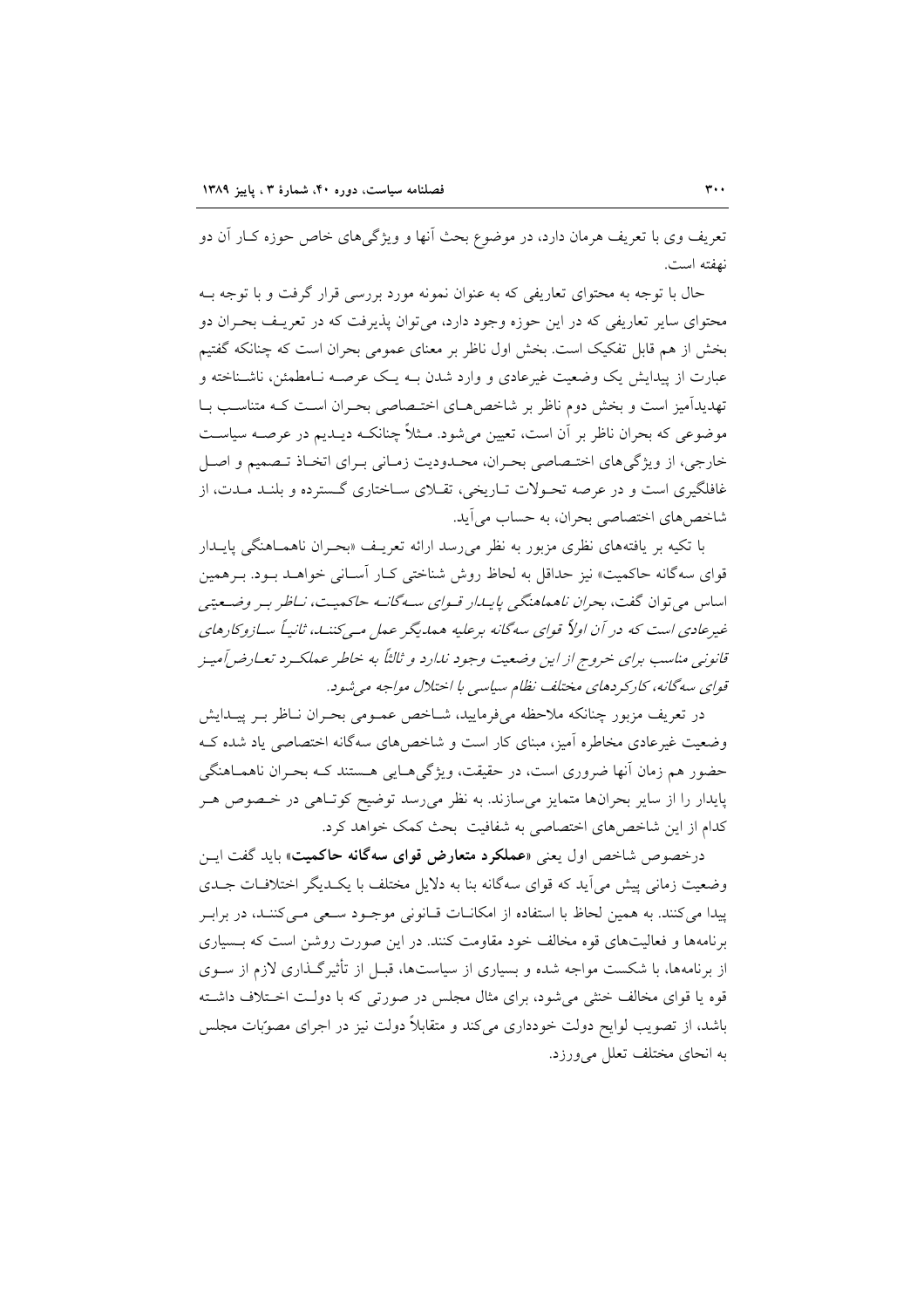تعریف وی با تعریف هرمان دارد، در موضوع بحث آنها و ویژگی‌های خاص حوزه کـار آن دو نهفته است.

حال با توجه به محتوای تعاریفی که به عنوان نمونه مورد بررسی قرار گرفت و با توجه بـه محتوای سایر تعاریفی که در این حوزه وجود دارد، می‌توان پذیرفت که در تعریـف بحـران دو بخش از هم قابل تفکیک است. بخش اول ناظر بر معنای عمومی بحران است که چنانکه گفتیم عبارت از پیدایش یک وضعیت غیرعادی و وارد شدن بـه یـک عرصـه نـامطمئن، ناشـناخته و تهدیدآمیز است و بخش دوم ناظر بر شاخص‌هـای اختـصاصی بحـران اسـت کـه متناسـب بـا موضوعی که بحران ناظر بر آن است، تعیین می‌شود. مـثلاً چنانکـه دیـدیم در عرصـه سیاسـت خارجی، از ویژگی‌های اختـصاصی بحـران، محـدودیت زمـانی بـرای اتخـاذ تـصمیم و اصـل غافلگیری است و در عرصه تحـولات تـاریخی، تقـلای سـاختاری گـسترده و بلنـد مـدت، از شاخص‌های اختصاصی بحران، به حساب می‌آید.

با تکیه بر یافته‌های نظری مزبور به نظر می‌رسد ارائه تعریـف «بحـران ناهمـاهنگی پایـدار قوای سه‌گانه حاکمیت» نیز حداقل به لحاظ روش شناختی کـار آسـانی خواهـد بـود. بـرهمین اساس می‌توان گفت، *بحران ناهماهنگی پایـدار قـوای سـه‌گانـه حاکمیـت، نـاظر بـر وضـعیتی غیرعادی است که در آن اولاً قوای سه‌گانه برعلیه همدیگر عمل مـی‌کننـد، ثانیـاً سـازوکارهای قانونی مناسب برای خروج از این وضعیت وجود ندارد و ثالثاً به خاطر عملکـرد تعـارض‌آمیـز قوای سه‌گانه، کارکردهای مختلف نظام سیاسی با اختلال مواجه می‌شود.*

در تعریف مزبور چنانکه ملاحظه می‌فرمایید، شـاخص عمـومی بحـران نـاظر بـر پیـدایش وضعیت غیرعادی مخاطره آمیز، مبنای کار است و شاخص‌های سه‌گانه اختصاصی یاد شده کـه حضور هم زمان آنها ضروری است، در حقیقت، ویژگی‌هـایی هـستند کـه بحـران ناهمـاهنگی پایدار را از سایر بحران‌ها متمایز می‌سازند. به نظر می‌رسد توضیح کوتـاهی در خـصوص هـر کدام از این شاخص‌های اختصاصی به شفافیت بحث کمک خواهد کرد.

درخصوص شاخص اول یعنی «**عملکرد متعارض قوای سه‌گانه حاکمیت**» باید گفت ایـن وضعیت زمانی پیش می‌آید که قوای سه‌گانه بنا به دلایل مختلف با یکـدیگر اختلافـات جـدی پیدا می‌کنند. به همین لحاظ با استفاده از امکانـات قـانونی موجـود سـعی مـی‌کننـد، در برابـر برنامه‌ها و فعالیت‌های قوه مخالف خود مقاومت کنند. در این صورت روشن است که بـسیاری از برنامه‌ها، با شکست مواجه شده و بسیاری از سیاست‌ها، قبـل از تأثیرگـذاری لازم از سـوی قوه یا قوای مخالف خنثی می‌شود، برای مثال مجلس در صورتی که با دولـت اخـتلاف داشـته باشد، از تصویب لوایح دولت خودداری می‌کند و متقابلاً دولت نیز در اجرای مصوّبات مجلس به انحای مختلف تعلل می‌ورزد.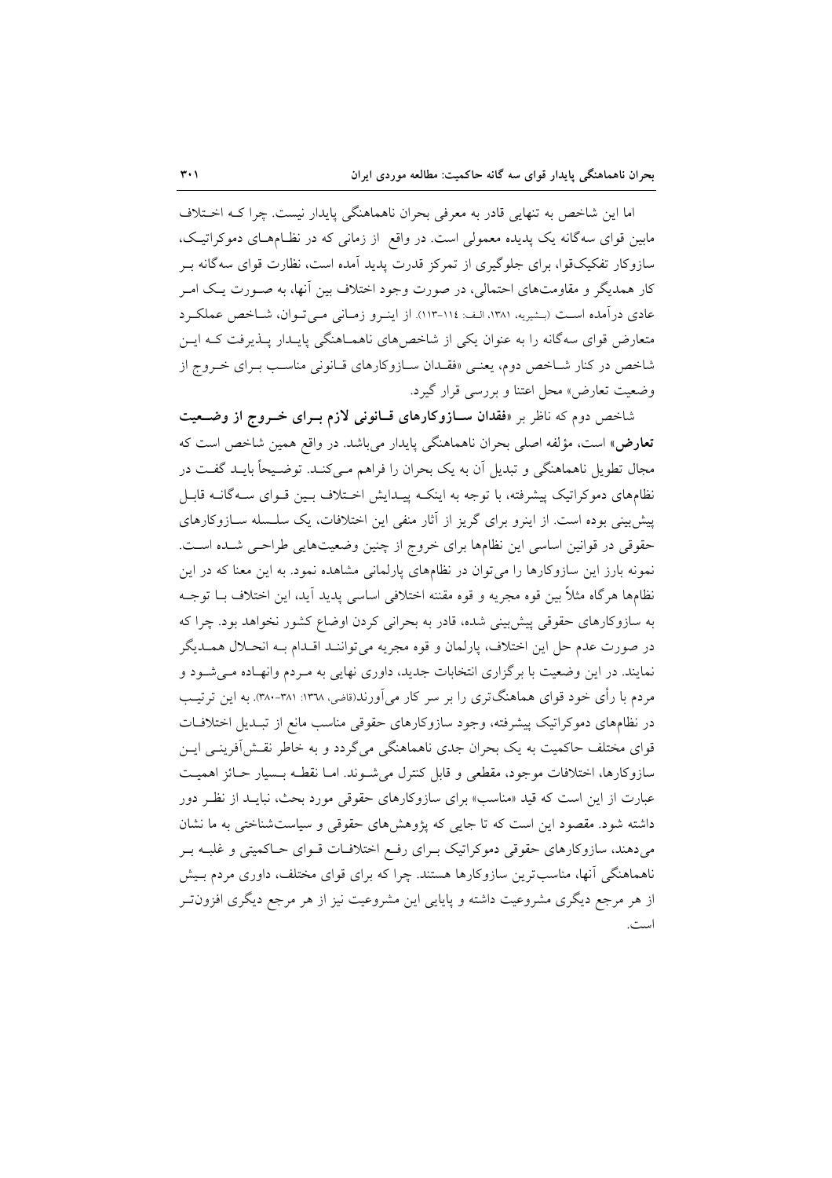اما این شاخص به تنهایی قادر به معرفی بحران ناهماهنگی پایدار نیست. چرا کـه اخـتلاف مابین قوای سه‌گانه یک پدیده معمولی است. در واقع از زمانی که در نظـام‌هـای دموکراتیـک، سازوکار تفکیک‌قوا، برای جلوگیری از تمرکز قدرت پدید آمده است، نظارت قوای سه‌گانه بـر کار همدیگر و مقاومت‌های احتمالی، در صورت وجود اختلاف بین آنها، به صـورت یـک امـر عادی درآمده اسـت (بـشیریه، ۱۳۸۱، الـف: ۱۱۴-۱۱۳). از اینـرو زمـانی مـی‌تـوان، شـاخص عملکـرد متعارض قوای سه‌گانه را به عنوان یکی از شاخص‌های ناهمـاهنگی پایـدار پـذیرفت کـه ایـن شاخص در کنار شـاخص دوم، یعنـی «فقـدان سـازوکارهای قـانونی مناسـب بـرای خـروج از وضعیت تعارض» محل اعتنا و بررسی قرار گیرد.

شاخص دوم که ناظر بر «**فقدان سـازوکارهای قـانونی لازم بـرای خـروج از وضـعیت تعارض**» است، مؤلفه اصلی بحران ناهماهنگی پایدار می‌باشد. در واقع همین شاخص است که مجال تطویل ناهماهنگی و تبدیل آن به یک بحران را فراهم مـی‌کنـد. توضـیحاً بایـد گفـت در نظام‌های دموکراتیک پیشرفته، با توجه به اینکـه پیـدایش اخـتلاف بـین قـوای سـه‌گانـه قابـل پیش‌بینی بوده است. از اینرو برای گریز از آثار منفی این اختلافات، یک سلـسله سـازوکارهای حقوقی در قوانین اساسی این نظام‌ها برای خروج از چنین وضعیت‌هایی طراحـی شـده اسـت. نمونه بارز این سازوکارها را می‌توان در نظام‌های پارلمانی مشاهده نمود. به این معنا که در این نظام‌ها هرگاه مثلاً بین قوه مجریه و قوه مقننه اختلافی اساسی پدید آید، این اختلاف بـا توجـه به سازوکارهای حقوقی پیش‌بینی شده، قادر به بحرانی کردن اوضاع کشور نخواهد بود. چرا که در صورت عدم حل این اختلاف، پارلمان و قوه مجریه می‌تواننـد اقـدام بـه انحـلال همـدیگر نمایند. در این وضعیت با برگزاری انتخابات جدید، داوری نهایی به مـردم وانهـاده مـی‌شـود و مردم با رأی خود قوای هماهنگ‌تری را بر سر کار می‌آورند(قاضی، ۱۳۶۸: ۳۸۱-۳۸۰). به این ترتیـب در نظام‌های دموکراتیک پیشرفته، وجود سازوکارهای حقوقی مناسب مانع از تبـدیل اختلافـات قوای مختلف حاکمیت به یک بحران جدی ناهماهنگی می‌گردد و به خاطر نقـش‌آفرینـی ایـن سازوکارها، اختلافات موجود، مقطعی و قابل کنترل می‌شـوند. امـا نقطـه بـسیار حـائز اهمیـت عبارت از این است که قید «مناسب» برای سازوکارهای حقوقی مورد بحث، نبایـد از نظـر دور داشته شود. مقصود این است که تا جایی که پژوهش‌های حقوقی و سیاست‌شناختی به ما نشان می‌دهند، سازوکارهای حقوقی دموکراتیک بـرای رفـع اختلافـات قـوای حـاکمیتی و غلبـه بـر ناهماهنگی آنها، مناسب‌ترین سازوکارها هستند. چرا که برای قوای مختلف، داوری مردم بـیش از هر مرجع دیگری مشروعیت داشته و پایایی این مشروعیت نیز از هر مرجع دیگری افزون‌تـر است.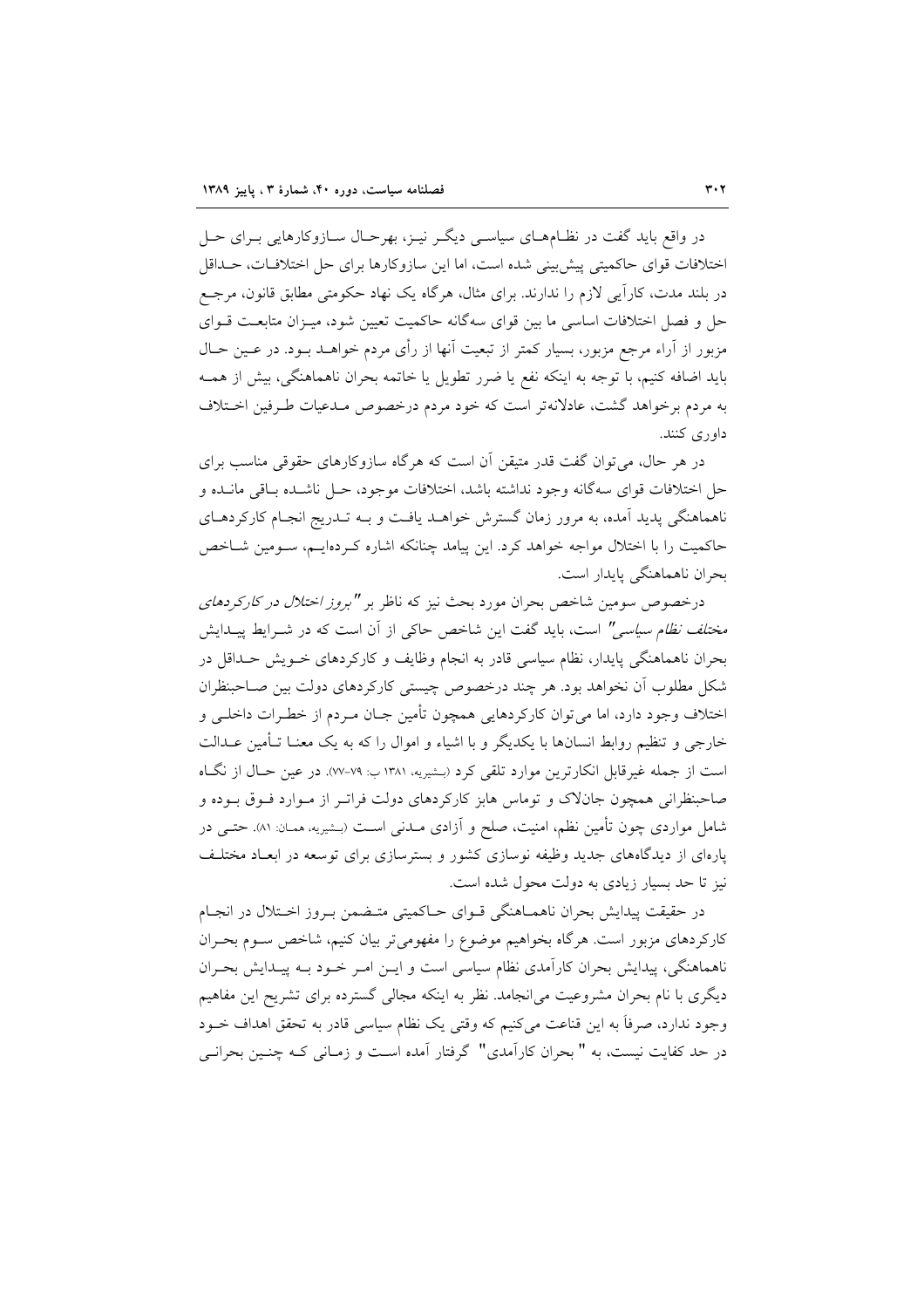در واقع باید گفت در نظام‌های سیاسی دیگر نیز، بهرحال سازوکارهایی برای حل اختلافات قوای حاکمیتی پیش‌بینی شده است، اما این سازوکارها برای حل اختلافات، حداقل در بلند مدت، کارآیی لازم را ندارند. برای مثال، هرگاه یک نهاد حکومتی مطابق قانون، مرجع حل و فصل اختلافات اساسی ما بین قوای سه‌گانه حاکمیت تعیین شود، میزان متابعت قوای مزبور از آراء مرجع مزبور، بسیار کمتر از تبعیت آنها از رأی مردم خواهد بود. در عین حال باید اضافه کنیم، با توجه به اینکه نفع یا ضرر تطویل یا خاتمه بحران ناهماهنگی، بیش از همه به مردم برخواهد گشت، عادلانه‌تر است که خود مردم درخصوص مدعیات طرفین اختلاف داوری کنند.

در هر حال، می‌توان گفت قدر متیقن آن است که هرگاه سازوکارهای حقوقی مناسب برای حل اختلافات قوای سه‌گانه وجود نداشته باشد، اختلافات موجود، حل ناشده باقی مانده و ناهماهنگی پدید آمده، به مرور زمان گسترش خواهد یافت و به تدریج انجام کارکردهای حاکمیت را با اختلال مواجه خواهد کرد. این پیامد چنانکه اشاره کرده‌ایم، سومین شاخص بحران ناهماهنگی پایدار است.

درخصوص سومین شاخص بحران مورد بحث نیز که ناظر بر *"بروز اختلال در کارکردهای مختلف نظام سیاسی"* است، باید گفت این شاخص حاکی از آن است که در شرایط پیدایش بحران ناهماهنگی پایدار، نظام سیاسی قادر به انجام وظایف و کارکردهای خویش حداقل در شکل مطلوب آن نخواهد بود. هر چند درخصوص چیستی کارکردهای دولت بین صاحبنظران اختلاف وجود دارد، اما می‌توان کارکردهایی همچون تأمین جان مردم از خطرات داخلی و خارجی و تنظیم روابط انسان‌ها با یکدیگر و با اشیاء و اموال را که به یک معنا تأمین عدالت است از جمله غیرقابل انکارترین موارد تلقی کرد (بشیریه، ۱۳۸۱ ب: ۷۹-۷۷). در عین حال از نگاه صاحبنظرانی همچون جان‌لاک و توماس هابز کارکردهای دولت فراتر از موارد فوق بوده و شامل مواردی چون تأمین نظم، امنیت، صلح و آزادی مدنی است (بشیریه، همان: ۸۱). حتی در پاره‌ای از دیدگاه‌های جدید وظیفه نوسازی کشور و بسترسازی برای توسعه در ابعاد مختلف نیز تا حد بسیار زیادی به دولت محول شده است.

در حقیقت پیدایش بحران ناهماهنگی قوای حاکمیتی متضمن بروز اختلال در انجام کارکردهای مزبور است. هرگاه بخواهیم موضوع را مفهومی‌تر بیان کنیم، شاخص سوم بحران ناهماهنگی، پیدایش بحران کارآمدی نظام سیاسی است و این امر خود به پیدایش بحران دیگری با نام بحران مشروعیت می‌انجامد. نظر به اینکه مجالی گسترده برای تشریح این مفاهیم وجود ندارد، صرفاً به این قناعت می‌کنیم که وقتی یک نظام سیاسی قادر به تحقق اهداف خود در حد کفایت نیست، به " بحران کارآمدی" گرفتار آمده است و زمانی که چنین بحرانی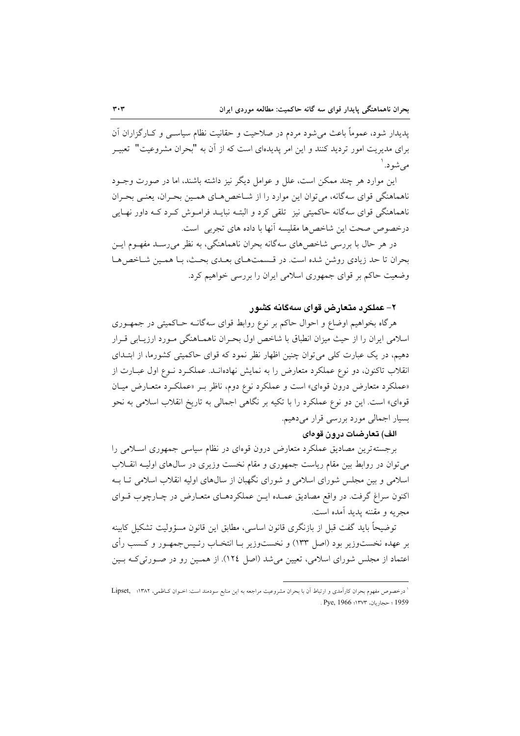پدیدار شود، عموماً باعث می‌شود مردم در صلاحیت و حقانیت نظام سیاسی و کارگزاران آن برای مدیریت امور تردید کنند و این امر پدیده‌ای است که از آن به "بحران مشروعیت" تعبیر می‌شود.[1]

این موارد هر چند ممکن است، علل و عوامل دیگر نیز داشته باشند، اما در صورت وجود ناهماهنگی قوای سه‌گانه، می‌توان این موارد را از شاخص‌های همین بحران، یعنی بحران ناهماهنگی قوای سه‌گانه حاکمیتی نیز تلقی کرد و البته نباید فراموش کرد که داور نهایی درخصوص صحت این شاخص‌ها مقلیسه آنها با داده های تجربی است.

در هر حال با بررسی شاخص‌های سه‌گانه بحران ناهماهنگی، به نظر می‌رسد مفهوم این بحران تا حد زیادی روشن شده است. در قسمت‌های بعدی بحث، با همین شاخص‌ها وضعیت حاکم بر قوای جمهوری اسلامی ایران را بررسی خواهیم کرد.

## ۲- عملکرد متعارض قوای سه‌گانه کشور

هرگاه بخواهیم اوضاع و احوال حاکم بر نوع روابط قوای سه‌گانه حاکمیتی در جمهوری اسلامی ایران را از حیث میزان انطباق با شاخص اول بحران ناهماهنگی مورد ارزیابی قرار دهیم، در یک عبارت کلی می‌توان چنین اظهار نظر نمود که قوای حاکمیتی کشورما، از ابتدای انقلاب تاکنون، دو نوع عملکرد متعارض را به نمایش نهاده‌اند. عملکرد نوع اول عبارت از «عملکرد متعارض درون قوه‌ای» است و عملکرد نوع دوم، ناظر بر «عملکرد متعارض میان قوه‌ای» است. این دو نوع عملکرد را با تکیه بر نگاهی اجمالی به تاریخ انقلاب اسلامی به نحو بسیار اجمالی مورد بررسی قرار می‌دهیم.

### الف) تعارضات درون قوه‌ای

برجسته‌ترین مصادیق عملکرد متعارض درون قوه‌ای در نظام سیاسی جمهوری اسلامی را می‌توان در روابط بین مقام ریاست جمهوری و مقام نخست وزیری در سال‌های اولیه انقلاب اسلامی و بین مجلس شورای اسلامی و شورای نگهبان از سال‌های اولیه انقلاب اسلامی تا به اکنون سراغ گرفت. در واقع مصادیق عمده این عملکردهای متعارض در چارچوب قوای مجریه و مقننه پدید آمده است.

توضیحاً باید گفت قبل از بازنگری قانون اساسی، مطابق این قانون مسؤولیت تشکیل کابینه بر عهده نخست‌وزیر بود (اصل ۱۳۳) و نخست‌وزیر با انتخاب رئیس‌جمهور و کسب رأی اعتماد از مجلس شورای اسلامی، تعیین می‌شد (اصل ۱۲۴). از همین رو در صورتی‌که بین

---

[1] درخصوص مفهوم بحران کارآمدی و ارتباط آن با بحران مشروعیت مراجعه به این منابع سودمند است: اخوان کاظمی، ۱۳۸۲؛ Lipset, 1959 ؛ حجاریان، ۱۳۷۳؛ Pye, 1966 .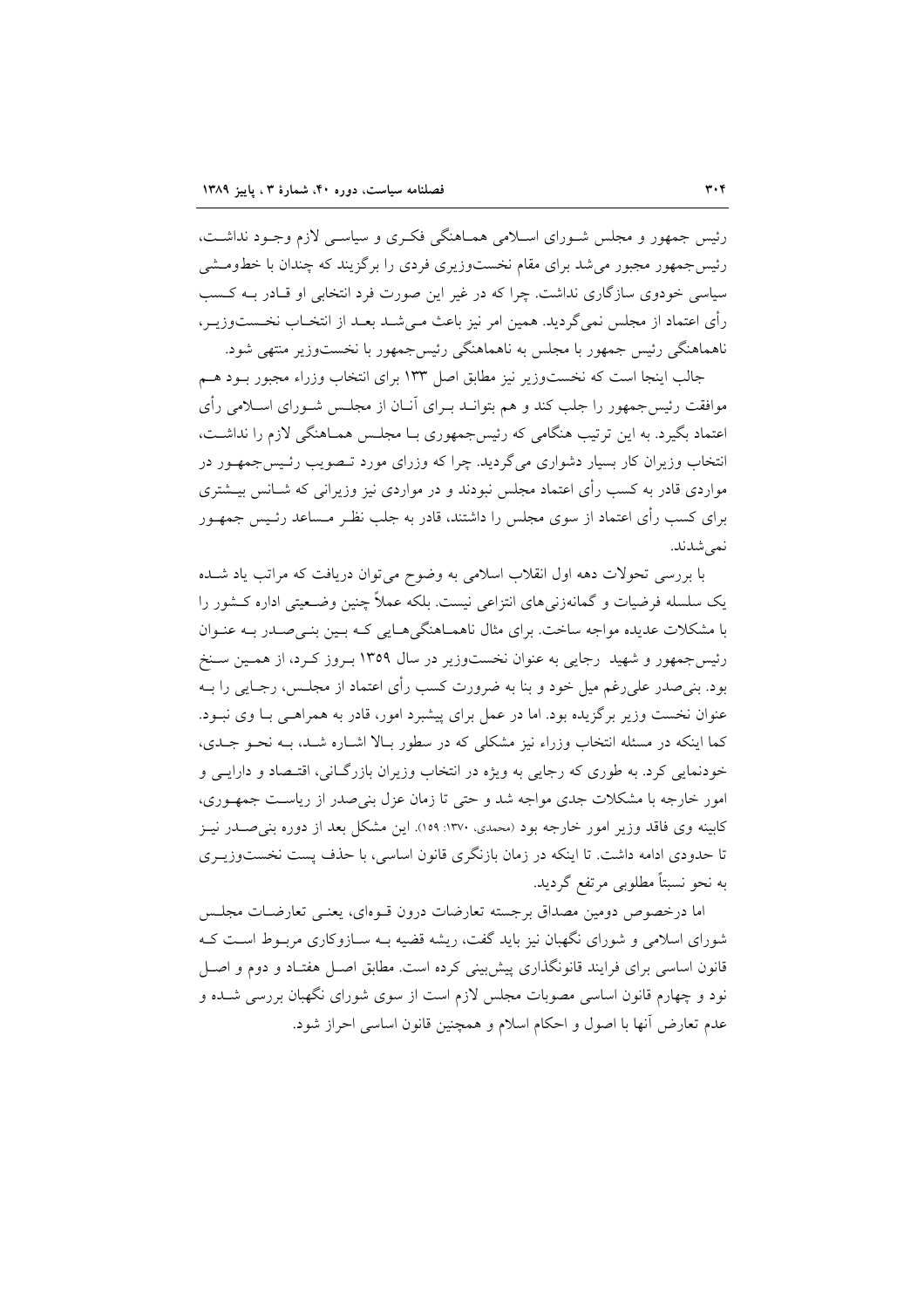رئیس جمهور و مجلس شورای اسلامی هماهنگی فکری و سیاسی لازم وجود نداشت، رئیس‌جمهور مجبور می‌شد برای مقام نخست‌وزیری فردی را برگزیند که چندان با خطومشی سیاسی خودوی سازگاری نداشت. چرا که در غیر این صورت فرد انتخابی او قادر بـه کسب رأی اعتماد از مجلس نمی‌گردید. همین امر نیز باعث می‌شد بعد از انتخاب نخست‌وزیر، ناهماهنگی رئیس جمهور با مجلس به ناهماهنگی رئیس‌جمهور با نخست‌وزیر منتهی شود.

جالب اینجا است که نخست‌وزیر نیز مطابق اصل ۱۳۳ برای انتخاب وزراء مجبور بود هم موافقت رئیس‌جمهور را جلب کند و هم بتواند برای آنان از مجلس شورای اسلامی رأی اعتماد بگیرد. به این ترتیب هنگامی که رئیس‌جمهوری با مجلس هماهنگی لازم را نداشت، انتخاب وزیران کار بسیار دشواری می‌گردید. چرا که وزرای مورد تصویب رئیس‌جمهور در مواردی قادر به کسب رأی اعتماد مجلس نبودند و در مواردی نیز وزیرانی که شانس بیشتری برای کسب رأی اعتماد از سوی مجلس را داشتند، قادر به جلب نظر مساعد رئیس جمهور نمی‌شدند.

با بررسی تحولات دهه اول انقلاب اسلامی به وضوح می‌توان دریافت که مراتب یاد شده یک سلسله فرضیات و گمانه‌زنی‌های انتزاعی نیست. بلکه عملاً چنین وضعیتی اداره کشور را با مشکلات عدیده مواجه ساخت. برای مثال ناهماهنگی‌هایی که بین بنی‌صدر به عنوان رئیس‌جمهور و شهید رجایی به عنوان نخست‌وزیر در سال ۱۳۵۹ بروز کرد، از همین سنخ بود. بنی‌صدر علی‌رغم میل خود و بنا به ضرورت کسب رأی اعتماد از مجلس، رجایی را به عنوان نخست وزیر برگزیده بود. اما در عمل برای پیشبرد امور، قادر به همراهی با وی نبود. کما اینکه در مسئله انتخاب وزراء نیز مشکلی که در سطور بالا اشاره شد، به نحو جدی، خودنمایی کرد. به طوری که رجایی به ویژه در انتخاب وزیران بازرگانی، اقتصاد و دارایی و امور خارجه با مشکلات جدی مواجه شد و حتی تا زمان عزل بنی‌صدر از ریاست جمهوری، کابینه وی فاقد وزیر امور خارجه بود (محمدی، ۱۳۷۰: ۱۵۹). این مشکل بعد از دوره بنی‌صدر نیز تا حدودی ادامه داشت. تا اینکه در زمان بازنگری قانون اساسی، با حذف پست نخست‌وزیری به نحو نسبتاً مطلوبی مرتفع گردید.

اما درخصوص دومین مصداق برجسته تعارضات درون قوه‌ای، یعنی تعارضات مجلس شورای اسلامی و شورای نگهبان نیز باید گفت، ریشه قضیه بـه سازوکاری مربوط است که قانون اساسی برای فرایند قانونگذاری پیش‌بینی کرده است. مطابق اصل هفتاد و دوم و اصل نود و چهارم قانون اساسی مصوبات مجلس لازم است از سوی شورای نگهبان بررسی شده و عدم تعارض آنها با اصول و احکام اسلام و همچنین قانون اساسی احراز شود.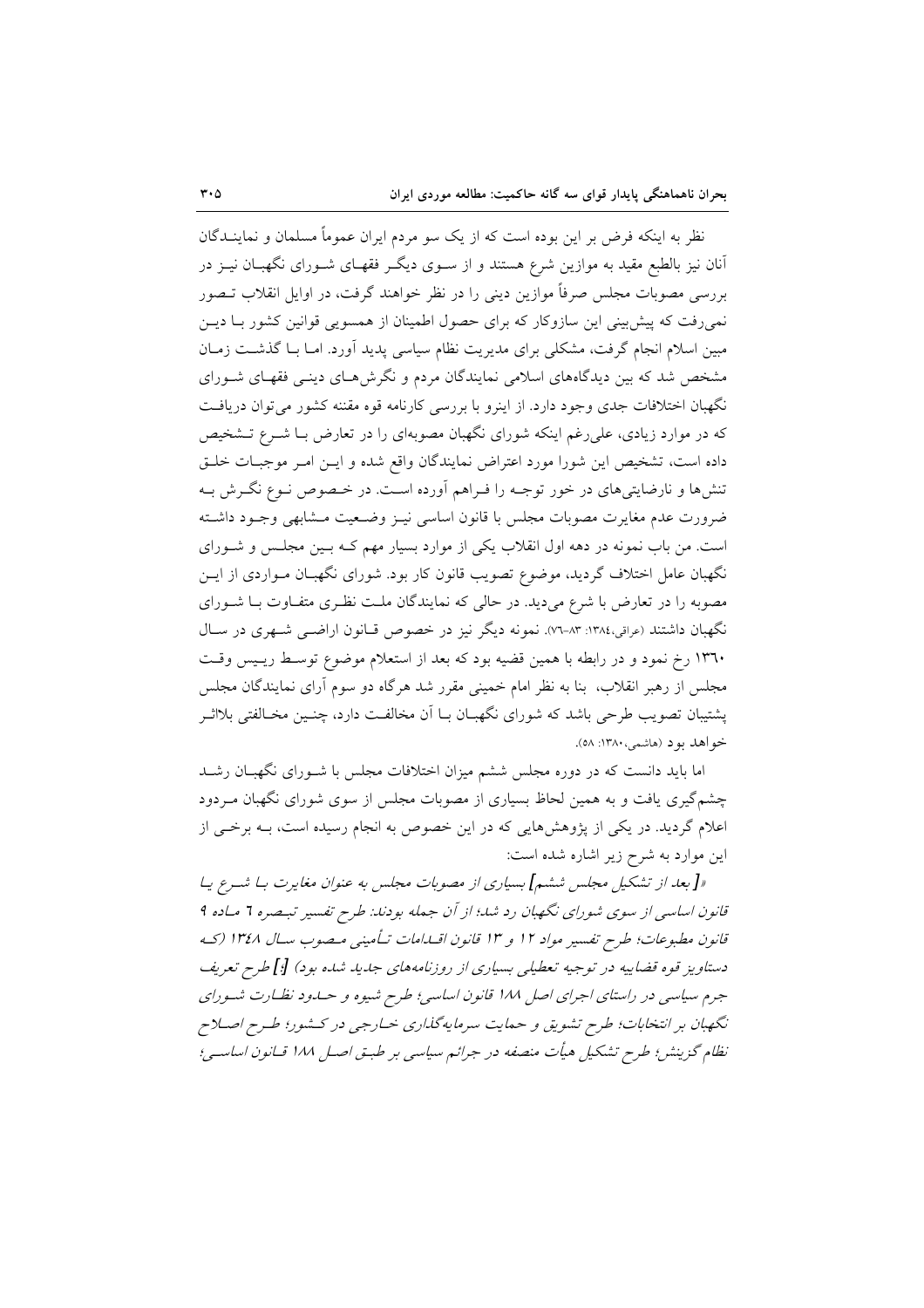نظر به اینکه فرض بر این بوده است که از یک سو مردم ایران عموماً مسلمان و نمایندگان آنان نیز بالطبع مقید به موازین شرع هستند و از سوی دیگر فقهای شورای نگهبان نیز در بررسی مصوبات مجلس صرفاً موازین دینی را در نظر خواهند گرفت، در اوایل انقلاب تصور نمی‌رفت که پیش‌بینی این سازوکار که برای حصول اطمینان از همسویی قوانین کشور با دین مبین اسلام انجام گرفت، مشکلی برای مدیریت نظام سیاسی پدید آورد. اما با گذشت زمان مشخص شد که بین دیدگاه‌های اسلامی نمایندگان مردم و نگرش‌های دینی فقهای شورای نگهبان اختلافات جدی وجود دارد. از اینرو با بررسی کارنامه قوه مقننه کشور می‌توان دریافت که در موارد زیادی، علی‌رغم اینکه شورای نگهبان مصوبه‌ای را در تعارض با شرع تشخیص داده است، تشخیص این شورا مورد اعتراض نمایندگان واقع شده و این امر موجبات خلق تنش‌ها و نارضایتی‌های در خور توجه را فراهم آورده است. در خصوص نوع نگرش به ضرورت عدم مغایرت مصوبات مجلس با قانون اساسی نیز وضعیت مشابهی وجود داشته است. من باب نمونه در دهه اول انقلاب یکی از موارد بسیار مهم که بین مجلس و شورای نگهبان عامل اختلاف گردید، موضوع تصویب قانون کار بود. شورای نگهبان مواردی از این مصوبه را در تعارض با شرع می‌دید. در حالی که نمایندگان ملت نظری متفاوت با شورای نگهبان داشتند (عراقی،۱۳۸٤: ۸۳-۷٦). نمونه دیگر نیز در خصوص قانون اراضی شهری در سال ۱۳٦۰ رخ نمود و در رابطه با همین قضیه بود که بعد از استعلام موضوع توسط رییس وقت مجلس از رهبر انقلاب، بنا به نظر امام خمینی مقرر شد هرگاه دو سوم آرای نمایندگان مجلس پشتیبان تصویب طرحی باشد که شورای نگهبان با آن مخالفت دارد، چنین مخالفتی بلااثر خواهد بود (هاشمی،۱۳۸۰: ۵۸).

اما باید دانست که در دوره مجلس ششم میزان اختلافات مجلس با شورای نگهبان رشد چشمگیری یافت و به همین لحاظ بسیاری از مصوبات مجلس از سوی شورای نگهبان مردود اعلام گردید. در یکی از پژوهش‌هایی که در این خصوص به انجام رسیده است، به برخی از این موارد به شرح زیر اشاره شده است:

*«[بعد از تشکیل مجلس ششم] بسیاری از مصوبات مجلس به عنوان مغایرت با شرع یا قانون اساسی از سوی شورای نگهبان رد شد؛ از آن جمله بودند: طرح تفسیر تبصره ٦ ماده ۹ قانون مطبوعات؛ طرح تفسیر مواد ۱۲ و ۱۳ قانون اقدامات تأمینی مصوب سال ۱۳٤۸ (که دستاویز قوه قضاییه در توجیه تعطیلی بسیاری از روزنامه‌های جدید شده بود) [؛] طرح تعریف جرم سیاسی در راستای اجرای اصل ۱۸۸ قانون اساسی؛ طرح شیوه و حدود نظارت شورای نگهبان بر انتخابات؛ طرح تشویق و حمایت سرمایه‌گذاری خارجی در کشور؛ طرح اصلاح نظام گزینش؛ طرح تشکیل هیأت منصفه در جرائم سیاسی بر طبق اصل ۱۸۸ قانون اساسی؛*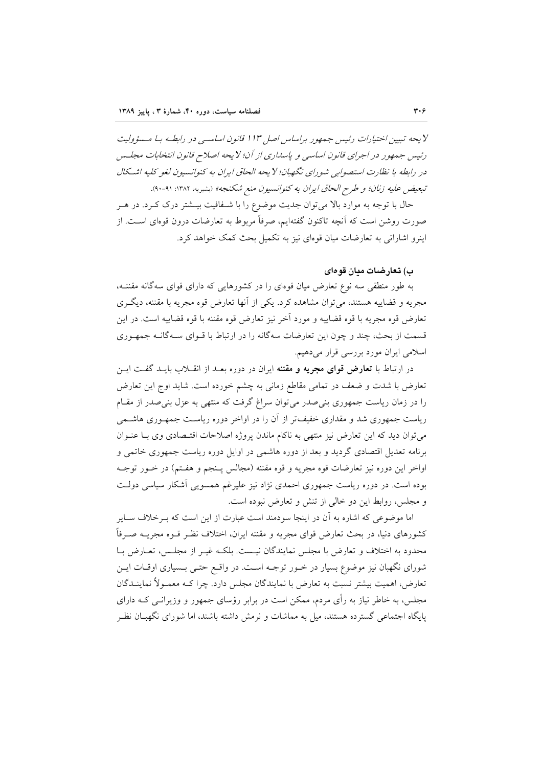*لایحه تبیین اختیارات رئیس جمهور براساس اصل ۱۱۳ قانون اساسی در رابطه با مسئولیت رئیس جمهور در اجرای قانون اساسی و پاسداری از آن؛ لایحه اصلاح قانون انتخابات مجلس در رابطه با نظارت استصوابی شورای نگهبان؛ لایحه الحاق ایران به کنوانسیون لغو کلیه اشکال تبعیض علیه زنان؛ و طرح الحاق ایران به کنوانسیون منع شکنجه»* (بشیریه، ۱۳۸۲: ۹۱-۹۰).

حال با توجه به موارد بالا می‌توان جدیت موضوع را با شفافیت بیشتر درک کرد. در هر صورت روشن است که آنچه تاکنون گفته‌ایم، صرفاً مربوط به تعارضات درون قوه‌ای است. از اینرو اشاراتی به تعارضات میان قوه‌ای نیز به تکمیل بحث کمک خواهد کرد.

### ب) تعارضات میان قوه‌ای

به طور منطقی سه نوع تعارض میان قوه‌ای را در کشورهایی که دارای قوای سه‌گانه مقننه، مجریه و قضاییه هستند، می‌توان مشاهده کرد. یکی از آنها تعارض قوه مجریه با مقننه، دیگری تعارض قوه مجریه با قوه قضاییه و مورد آخر نیز تعارض قوه مقننه با قوه قضاییه است. در این قسمت از بحث، چند و چون این تعارضات سه‌گانه را در ارتباط با قوای سه‌گانه جمهوری اسلامی ایران مورد بررسی قرار می‌دهیم.

در ارتباط با **تعارض قوای مجریه و مقننه** ایران در دوره بعد از انقلاب باید گفت این تعارض با شدت و ضعف در تمامی مقاطع زمانی به چشم خورده است. شاید اوج این تعارض را در زمان ریاست جمهوری بنی‌صدر می‌توان سراغ گرفت که منتهی به عزل بنی‌صدر از مقام ریاست جمهوری شد و مقداری خفیف‌تر از آن را در اواخر دوره ریاست جمهوری هاشمی می‌توان دید که این تعارض نیز منتهی به ناکام ماندن پروژه اصلاحات اقتصادی وی با عنوان برنامه تعدیل اقتصادی گردید و بعد از دوره هاشمی در اوایل دوره ریاست جمهوری خاتمی و اواخر این دوره نیز تعارضات قوه مجریه و قوه مقننه (مجالس پنجم و هفتم) در خور توجه بوده است. در دوره ریاست جمهوری احمدی نژاد نیز علیرغم همسویی آشکار سیاسی دولت و مجلس، روابط این دو خالی از تنش و تعارض نبوده است.

اما موضوعی که اشاره به آن در اینجا سودمند است عبارت از این است که برخلاف سایر کشورهای دنیا، در بحث تعارض قوای مجریه و مقننه ایران، اختلاف نظر قوه مجریه صرفاً محدود به اختلاف و تعارض با مجلس نمایندگان نیست. بلکه غیر از مجلس، تعارض با شورای نگهبان نیز موضوع بسیار در خور توجه است. در واقع حتی بسیاری اوقات این تعارض، اهمیت بیشتر نسبت به تعارض با نمایندگان مجلس دارد. چرا که معمولاً نمایندگان مجلس، به خاطر نیاز به رأی مردم، ممکن است در برابر رؤسای جمهور و وزیرانی که دارای پایگاه اجتماعی گسترده هستند، میل به مماشات و نرمش داشته باشند، اما شورای نگهبان نظر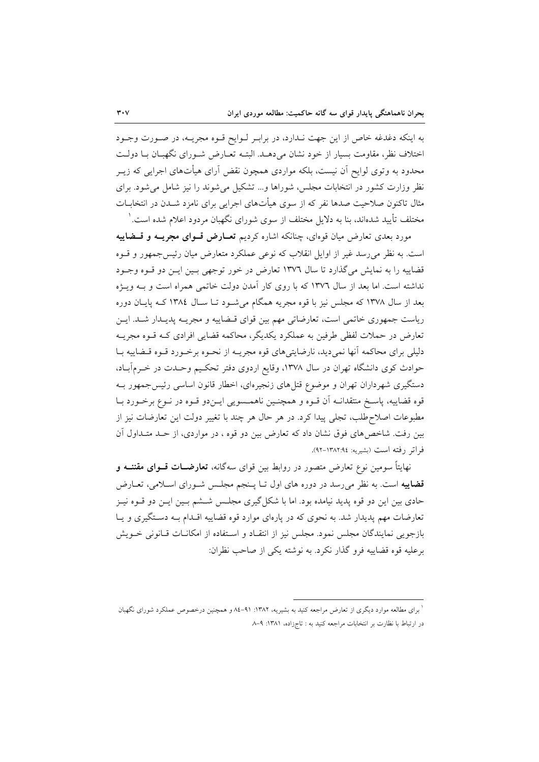به اینکه دغدغه خاص از این جهت نـدارد، در برابـر لـوایح قـوه مجریـه، در صـورت وجـود اختلاف نظر، مقاومت بسیار از خود نشان می‌دهـد. البتـه تعـارض شـورای نگهبـان بـا دولـت محدود به وتوی لوایح آن نیست، بلکه مواردی همچون نقض آرای هیأت‌های اجرایی که زیـر نظر وزارت کشور در انتخابات مجلس، شوراها و... تشکیل می‌شوند را نیز شامل می‌شود. برای مثال تاکنون صلاحیت صدها نفر که از سوی هیأت‌های اجرایی برای نامزد شـدن در انتخابـات مختلف تأیید شده‌اند، بنا به دلایل مختلف از سوی شورای نگهبان مردود اعلام شده است.[1]

مورد بعدی تعارض میان قوه‌ای، چنانکه اشاره کردیم **تعـارض قـوای مجریـه و قـضاییه** است. به نظر می‌رسد غیر از اوایل انقلاب که نوعی عملکرد متعارض میان رئیس‌جمهور و قـوه قضاییه را به نمایش می‌گذارد تا سال ۱۳۷۶ تعارض در خور توجهی بـین ایـن دو قـوه وجـود نداشته است. اما بعد از سال ۱۳۷۶ که با روی کار آمدن دولت خاتمی همراه است و بـه ویـژه بعد از سال ۱۳۷۸ که مجلس نیز با قوه مجریه همگام می‌شـود تـا سـال ۱۳۸٤ کـه پایـان دوره ریاست جمهوری خاتمی است، تعارضاتی مهم بین قوای قـضاییه و مجریـه پدیـدار شـد. ایـن تعارض در حملات لفظی طرفین به عملکرد یکدیگر، محاکمه قضایی افرادی کـه قـوه مجریـه دلیلی برای محاکمه آنها نمی‌دید، نارضایتی‌های قوه مجریـه از نحـوه برخـورد قـوه قـضاییه بـا حوادث کوی دانشگاه تهران در سال ۱۳۷۸، وقایع اردوی دفتر تحکـیم وحـدت در خـرم‌آبـاد، دستگیری شهرداران تهران و موضوع قتل‌های زنجیره‌ای، اخطار قانون اساسی رئیس‌جمهور بـه قوه قضاییه، پاسـخ منتقدانـه آن قـوه و همچنـین ناهمـسویی ایـن‌دو قـوه در نـوع برخـورد بـا مطبوعات اصلاح‌طلب، تجلی پیدا کرد. در هر حال هر چند با تغییر دولت این تعارضات نیز از بین رفت. شاخص‌های فوق نشان داد که تعارض بین دو قوه ، در مواردی، از حـد متـداول آن فراتر رفته است (بشیریه: ۱۳۸۲:۹٤-۹۲).

نهایتاً سومین نوع تعارض متصور در روابط بین قوای سه‌گانه، **تعارضـات قـوای مقننـه و قضاییه** است. به نظر می‌رسد در دوره های اول تـا پـنجم مجلـس شـورای اسـلامی، تعـارض حادی بین این دو قوه پدید نیامده بود. اما با شکل‌گیری مجلـس شـشم بـین ایـن دو قـوه نیـز تعارضات مهم پدیدار شد. به نحوی که در پاره‌ای موارد قوه قضاییه اقـدام بـه دسـتگیری و یـا بازجویی نمایندگان مجلس نمود. مجلس نیز از انتقـاد و اسـتفاده از امکانـات قـانونی خـویش برعلیه قوه قضاییه فرو گذار نکرد. به نوشته یکی از صاحب نظران:

---

[1] برای مطالعه موارد دیگری از تعارض مراجعه کنید به بشیریه، ۱۳۸۲: ۹۱-۸٤ و همچنین درخصوص عملکرد شورای نگهبان در ارتباط با نظارت بر انتخابات مراجعه کنید به : تاج‌زاده، ۱۳۸۱: ۹-۸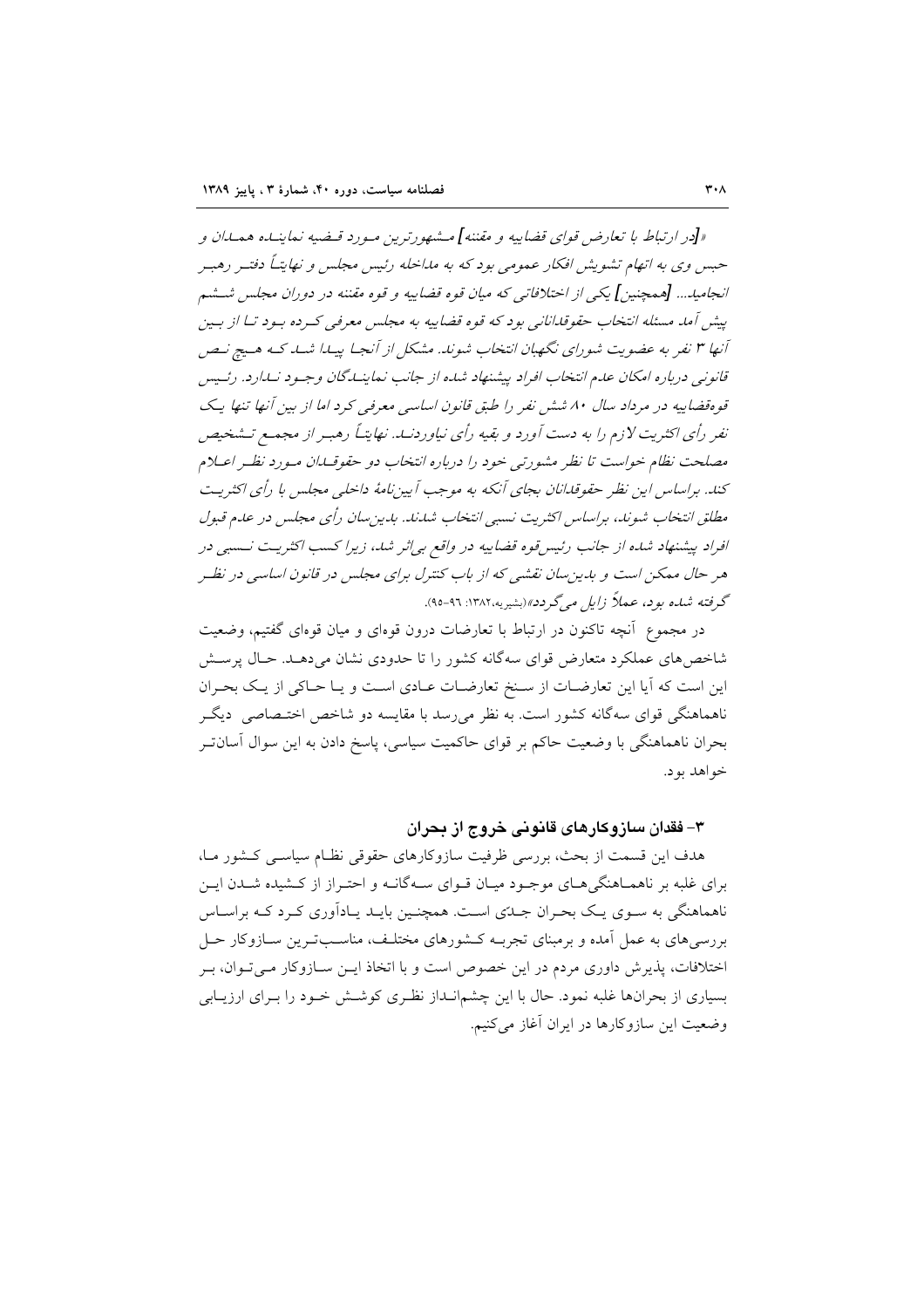*«[در ارتباط با تعارض قوای قضاییه و مقننه] مشهورترین مورد قضیه نماینده همدان و حبس وی به اتهام تشویش افکار عمومی بود که به مداخله رئیس مجلس و نهایتاً دفتر رهبر انجامید... [همچنین] یکی از اختلافاتی که میان قوه قضاییه و قوه مقننه در دوران مجلس ششم پیش آمد مسئله انتخاب حقوقدانانی بود که قوه قضاییه به مجلس معرفی کرده بود تا از بین آنها ۳ نفر به عضویت شورای نگهبان انتخاب شوند. مشکل از آنجا پیدا شد که هیچ نص قانونی درباره امکان عدم انتخاب افراد پیشنهاد شده از جانب نمایندگان وجود ندارد. رئیس قوه‌قضاییه در مرداد سال ۸۰ شش نفر را طبق قانون اساسی معرفی کرد اما از بین آنها تنها یک نفر رأی اکثریت لازم را به دست آورد و بقیه رأی نیاوردند. نهایتاً رهبر از مجمع تشخیص مصلحت نظام خواست تا نظر مشورتی خود را درباره انتخاب دو حقوقدان مورد نظر اعلام کند. براساس این نظر حقوقدانان بجای آنکه به موجب آیین‌نامهٔ داخلی مجلس با رأی اکثریت مطلق انتخاب شوند، براساس اکثریت نسبی انتخاب شدند. بدین‌سان رأی مجلس در عدم قبول افراد پیشنهاد شده از جانب رئیس‌قوه قضاییه در واقع بی‌اثر شد، زیرا کسب اکثریت نسبی در هر حال ممکن است و بدین‌سان نقشی که از باب کنترل برای مجلس در قانون اساسی در نظر گرفته شده بود، عملاً زایل می‌گردد»* (بشیریه، ۱۳۸۲: ۹۶-۹۵).

در مجموع آنچه تاکنون در ارتباط با تعارضات درون قوه‌ای و میان قوه‌ای گفتیم، وضعیت شاخص‌های عملکرد متعارض قوای سه‌گانه کشور را تا حدودی نشان می‌دهد. حال پرسش این است که آیا این تعارضات از سنخ تعارضات عادی است و یا حاکی از یک بحران ناهماهنگی قوای سه‌گانه کشور است. به نظر می‌رسد با مقایسه دو شاخص اختصاصی دیگر بحران ناهماهنگی با وضعیت حاکم بر قوای حاکمیت سیاسی، پاسخ دادن به این سوال آسان‌تر خواهد بود.

## ۳- فقدان سازوکارهای قانونی خروج از بحران

هدف این قسمت از بحث، بررسی ظرفیت سازوکارهای حقوقی نظام سیاسی کشور ما، برای غلبه بر ناهماهنگی‌های موجود میان قوای سه‌گانه و احتراز از کشیده شدن این ناهماهنگی به سوی یک بحران جدّی است. همچنین باید یادآوری کرد که براساس بررسی‌های به عمل آمده و برمبنای تجربه کشورهای مختلف، مناسب‌ترین سازوکار حل اختلافات، پذیرش داوری مردم در این خصوص است و با اتخاذ این سازوکار می‌توان، بر بسیاری از بحران‌ها غلبه نمود. حال با این چشم‌انداز نظری کوشش خود را برای ارزیابی وضعیت این سازوکارها در ایران آغاز می‌کنیم.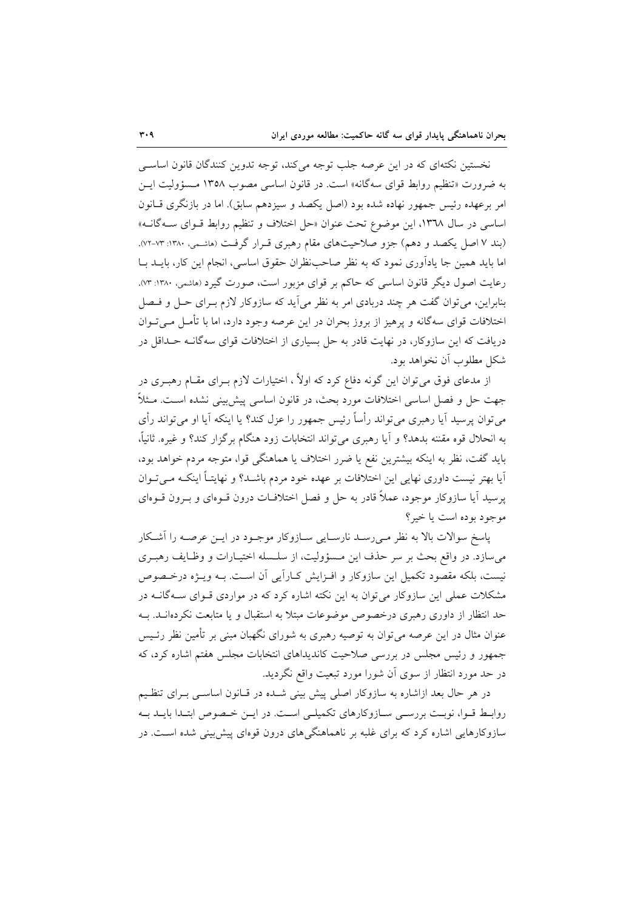نخستین نکته‌ای که در این عرصه جلب توجه می‌کند، توجه تدوین کنندگان قانون اساسی به ضرورت «تنظیم روابط قوای سه‌گانه» است. در قانون اساسی مصوب ۱۳۵۸ مسؤولیت این امر برعهده رئیس جمهور نهاده شده بود (اصل یکصد و سیزدهم سابق). اما در بازنگری قانون اساسی در سال ۱۳٦۸، این موضوع تحت عنوان «حل اختلاف و تنظیم روابط قوای سه‌گانه» (بند ۷ اصل یکصد و دهم) جزو صلاحیت‌های مقام رهبری قرار گرفت (هاشمی، ۱۳۸۰: ۷۳-۷۲). اما باید همین جا یادآوری نمود که به نظر صاحب‌نظران حقوق اساسی، انجام این کار، باید با رعایت اصول دیگر قانون اساسی که حاکم بر قوای مزبور است، صورت گیرد (هاشمی، ۱۳۸۰: ۷۳). بنابراین، می‌توان گفت هر چند دربادی امر به نظر می‌آید که سازوکار لازم برای حل و فصل اختلافات قوای سه‌گانه و پرهیز از بروز بحران در این عرصه وجود دارد، اما با تأمل می‌توان دریافت که این سازوکار، در نهایت قادر به حل بسیاری از اختلافات قوای سه‌گانه حداقل در شکل مطلوب آن نخواهد بود.

از مدعای فوق می‌توان این گونه دفاع کرد که اولاً ، اختیارات لازم برای مقام رهبری در جهت حل و فصل اساسی اختلافات مورد بحث، در قانون اساسی پیش‌بینی نشده است. مثلاً می‌توان پرسید آیا رهبری می‌تواند رأساً رئیس جمهور را عزل کند؟ یا اینکه آیا او می‌تواند رأی به انحلال قوه مقننه بدهد؟ و آیا رهبری می‌تواند انتخابات زود هنگام برگزار کند؟ و غیره. ثانیاً، باید گفت، نظر به اینکه بیشترین نفع یا ضرر اختلاف یا هماهنگی قوا، متوجه مردم خواهد بود، آیا بهتر نیست داوری نهایی این اختلافات بر عهده خود مردم باشد؟ و نهایتاً اینکه می‌توان پرسید آیا سازوکار موجود، عملاً قادر به حل و فصل اختلافات درون قوه‌ای و برون قوه‌ای موجود بوده است یا خیر؟

پاسخ سوالات بالا به نظر می‌رسد نارسایی سازوکار موجود در این عرصه را آشکار می‌سازد. در واقع بحث بر سر حذف این مسؤولیت، از سلسله اختیارات و وظایف رهبری نیست، بلکه مقصود تکمیل این سازوکار و افزایش کارآیی آن است. به ویژه درخصوص مشکلات عملی این سازوکار می‌توان به این نکته اشاره کرد که در مواردی قوای سه‌گانه در حد انتظار از داوری رهبری درخصوص موضوعات مبتلا به استقبال و یا متابعت نکرده‌اند. به عنوان مثال در این عرصه می‌توان به توصیه رهبری به شورای نگهبان مبنی بر تأمین نظر رئیس جمهور و رئیس مجلس در بررسی صلاحیت کاندیداهای انتخابات مجلس هفتم اشاره کرد، که در حد مورد انتظار از سوی آن شورا مورد تبعیت واقع نگردید.

در هر حال بعد ازاشاره به سازوکار اصلی پیش بینی شده در قانون اساسی برای تنظیم روابط قوا، نوبت بررسی سازوکارهای تکمیلی است. در این خصوص ابتدا باید به سازوکارهایی اشاره کرد که برای غلبه بر ناهماهنگی‌های درون قوه‌ای پیش‌بینی شده است. در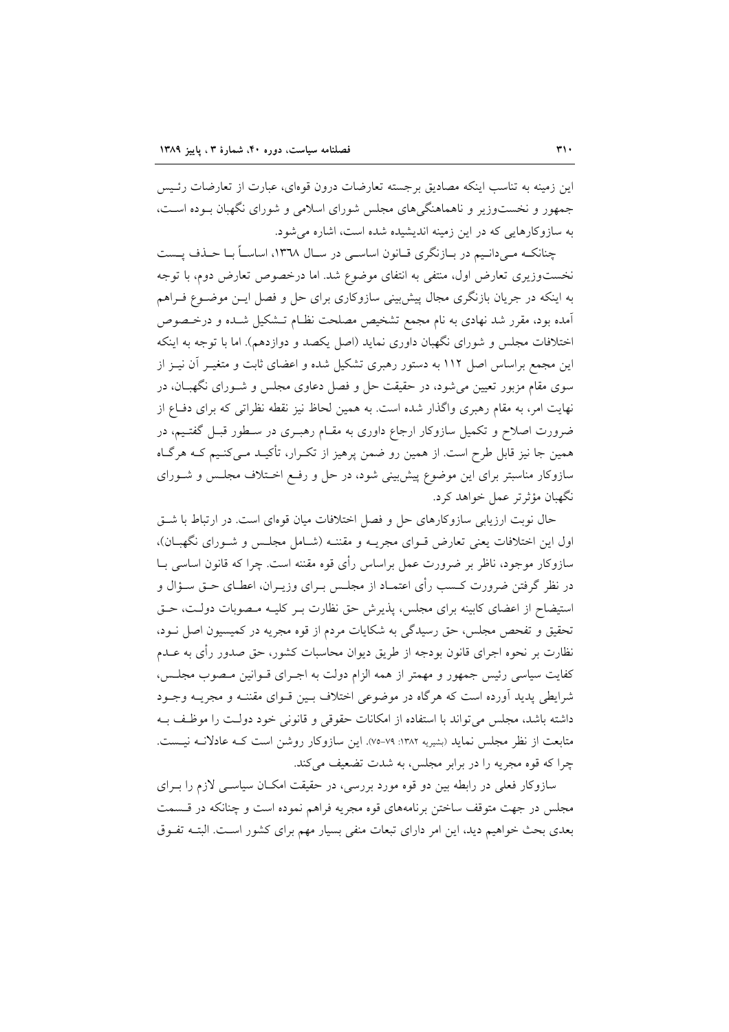این زمینه به تناسب اینکه مصادیق برجسته تعارضات درون قوه‌ای، عبارت از تعارضات رئیس جمهور و نخست‌وزیر و ناهماهنگی‌های مجلس شورای اسلامی و شورای نگهبان بوده است، به سازوکارهایی که در این زمینه اندیشیده شده است، اشاره می‌شود.

چنانکه می‌دانیم در بازنگری قانون اساسی در سال ۱۳۶۸، اساساً با حذف پست نخست‌وزیری تعارض اول، منتفی به انتفای موضوع شد. اما درخصوص تعارض دوم، با توجه به اینکه در جریان بازنگری مجال پیش‌بینی سازوکاری برای حل و فصل این موضوع فراهم آمده بود، مقرر شد نهادی به نام مجمع تشخیص مصلحت نظام تشکیل شده و درخصوص اختلافات مجلس و شورای نگهبان داوری نماید (اصل یکصد و دوازدهم). اما با توجه به اینکه این مجمع براساس اصل ۱۱۲ به دستور رهبری تشکیل شده و اعضای ثابت و متغیر آن نیز از سوی مقام مزبور تعیین می‌شود، در حقیقت حل و فصل دعاوی مجلس و شورای نگهبان، در نهایت امر، به مقام رهبری واگذار شده است. به همین لحاظ نیز نقطه نظراتی که برای دفاع از ضرورت اصلاح و تکمیل سازوکار ارجاع داوری به مقام رهبری در سطور قبل گفتیم، در همین جا نیز قابل طرح است. از همین رو ضمن پرهیز از تکرار، تأکید می‌کنیم که هرگاه سازوکار مناسبتر برای این موضوع پیش‌بینی شود، در حل و رفع اختلاف مجلس و شورای نگهبان مؤثرتر عمل خواهد کرد.

حال نوبت ارزیابی سازوکارهای حل و فصل اختلافات میان قوه‌ای است. در ارتباط با شق اول این اختلافات یعنی تعارض قوای مجریه و مقننه (شامل مجلس و شورای نگهبان)، سازوکار موجود، ناظر بر ضرورت عمل براساس رأی قوه مقننه است. چرا که قانون اساسی با در نظر گرفتن ضرورت کسب رأی اعتماد از مجلس برای وزیران، اعطای حق سؤال و استیضاح از اعضای کابینه برای مجلس، پذیرش حق نظارت بر کلیه مصوبات دولت، حق تحقیق و تفحص مجلس، حق رسیدگی به شکایات مردم از قوه مجریه در کمیسیون اصل نود، نظارت بر نحوه اجرای قانون بودجه از طریق دیوان محاسبات کشور، حق صدور رأی به عدم کفایت سیاسی رئیس جمهور و مهمتر از همه الزام دولت به اجرای قوانین مصوب مجلس، شرایطی پدید آورده است که هرگاه در موضوعی اختلاف بین قوای مقننه و مجریه وجود داشته باشد، مجلس می‌تواند با استفاده از امکانات حقوقی و قانونی خود دولت را موظف به متابعت از نظر مجلس نماید (بشیریه ۱۳۸۲: ۷۹-۷۵). این سازوکار روشن است که عادلانه نیست. چرا که قوه مجریه را در برابر مجلس، به شدت تضعیف می‌کند.

سازوکار فعلی در رابطه بین دو قوه مورد بررسی، در حقیقت امکان سیاسی لازم را برای مجلس در جهت متوقف ساختن برنامه‌های قوه مجریه فراهم نموده است و چنانکه در قسمت بعدی بحث خواهیم دید، این امر دارای تبعات منفی بسیار مهم برای کشور است. البته تفوق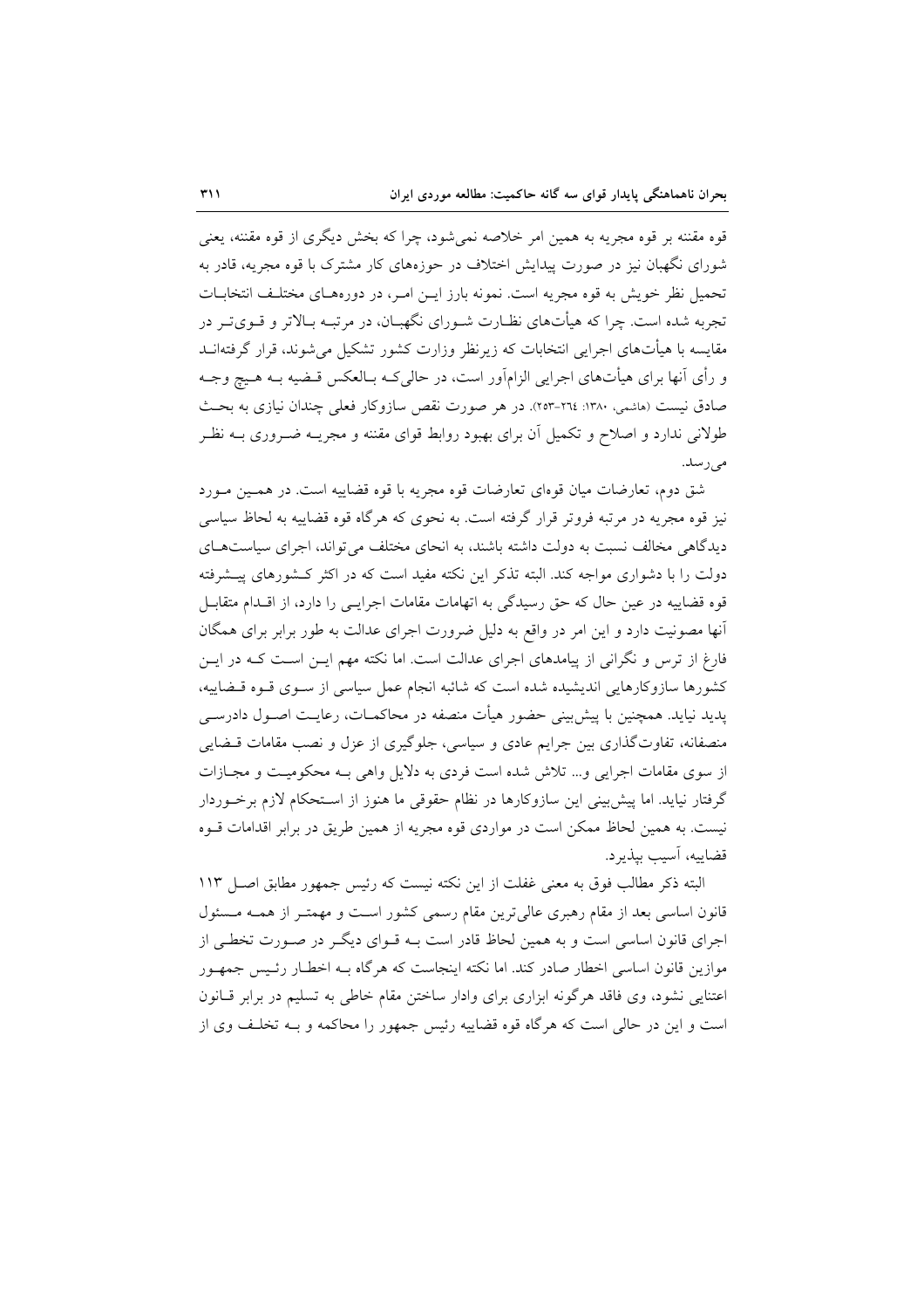قوه مقننه بر قوه مجریه به همین امر خلاصه نمی‌شود، چرا که بخش دیگری از قوه مقننه، یعنی شورای نگهبان نیز در صورت پیدایش اختلاف در حوزه‌های کار مشترک با قوه مجریه، قادر به تحمیل نظر خویش به قوه مجریه است. نمونه بارز این امر، در دوره‌های مختلف انتخابات تجربه شده است. چرا که هیأت‌های نظارت شورای نگهبان، در مرتبه بالاتر و قوی‌تر در مقایسه با هیأت‌های اجرایی انتخابات که زیرنظر وزارت کشور تشکیل می‌شوند، قرار گرفته‌اند و رأی آنها برای هیأت‌های اجرایی الزام‌آور است، در حالی‌که بالعکس قضیه به هیچ وجه صادق نیست (هاشمی، ۱۳۸۰: ۲٦٤-۲٥۳). در هر صورت نقص سازوکار فعلی چندان نیازی به بحث طولانی ندارد و اصلاح و تکمیل آن برای بهبود روابط قوای مقننه و مجریه ضروری به نظر می‌رسد.

شق دوم، تعارضات میان قوه‌ای تعارضات قوه مجریه با قوه قضاییه است. در همین مورد نیز قوه مجریه در مرتبه فروتر قرار گرفته است. به نحوی که هرگاه قوه قضاییه به لحاظ سیاسی دیدگاهی مخالف نسبت به دولت داشته باشند، به انحای مختلف می‌تواند، اجرای سیاست‌های دولت را با دشواری مواجه کند. البته تذکر این نکته مفید است که در اکثر کشورهای پیشرفته قوه قضاییه در عین حال که حق رسیدگی به اتهامات مقامات اجرایی را دارد، از اقدام متقابل آنها مصونیت دارد و این امر در واقع به دلیل ضرورت اجرای عدالت به طور برابر برای همگان فارغ از ترس و نگرانی از پیامدهای اجرای عدالت است. اما نکته مهم این است که در این کشورها سازوکارهایی اندیشیده شده است که شائبه انجام عمل سیاسی از سوی قوه قضاییه، پدید نیاید. همچنین با پیش‌بینی حضور هیأت منصفه در محاکمات، رعایت اصول دادرسی منصفانه، تفاوت‌گذاری بین جرایم عادی و سیاسی، جلوگیری از عزل و نصب مقامات قضایی از سوی مقامات اجرایی و... تلاش شده است فردی به دلایل واهی به محکومیت و مجازات گرفتار نیاید. اما پیش‌بینی این سازوکارها در نظام حقوقی ما هنوز از استحکام لازم برخوردار نیست. به همین لحاظ ممکن است در مواردی قوه مجریه از همین طریق در برابر اقدامات قوه قضاییه، آسیب بپذیرد.

البته ذکر مطالب فوق به معنی غفلت از این نکته نیست که رئیس جمهور مطابق اصل ۱۱۳ قانون اساسی بعد از مقام رهبری عالی‌ترین مقام رسمی کشور است و مهمتر از همه مسئول اجرای قانون اساسی است و به همین لحاظ قادر است به قوای دیگر در صورت تخطی از موازین قانون اساسی اخطار صادر کند. اما نکته اینجاست که هرگاه به اخطار رئیس جمهور اعتنایی نشود، وی فاقد هرگونه ابزاری برای وادار ساختن مقام خاطی به تسلیم در برابر قانون است و این در حالی است که هرگاه قوه قضاییه رئیس جمهور را محاکمه و به تخلف وی از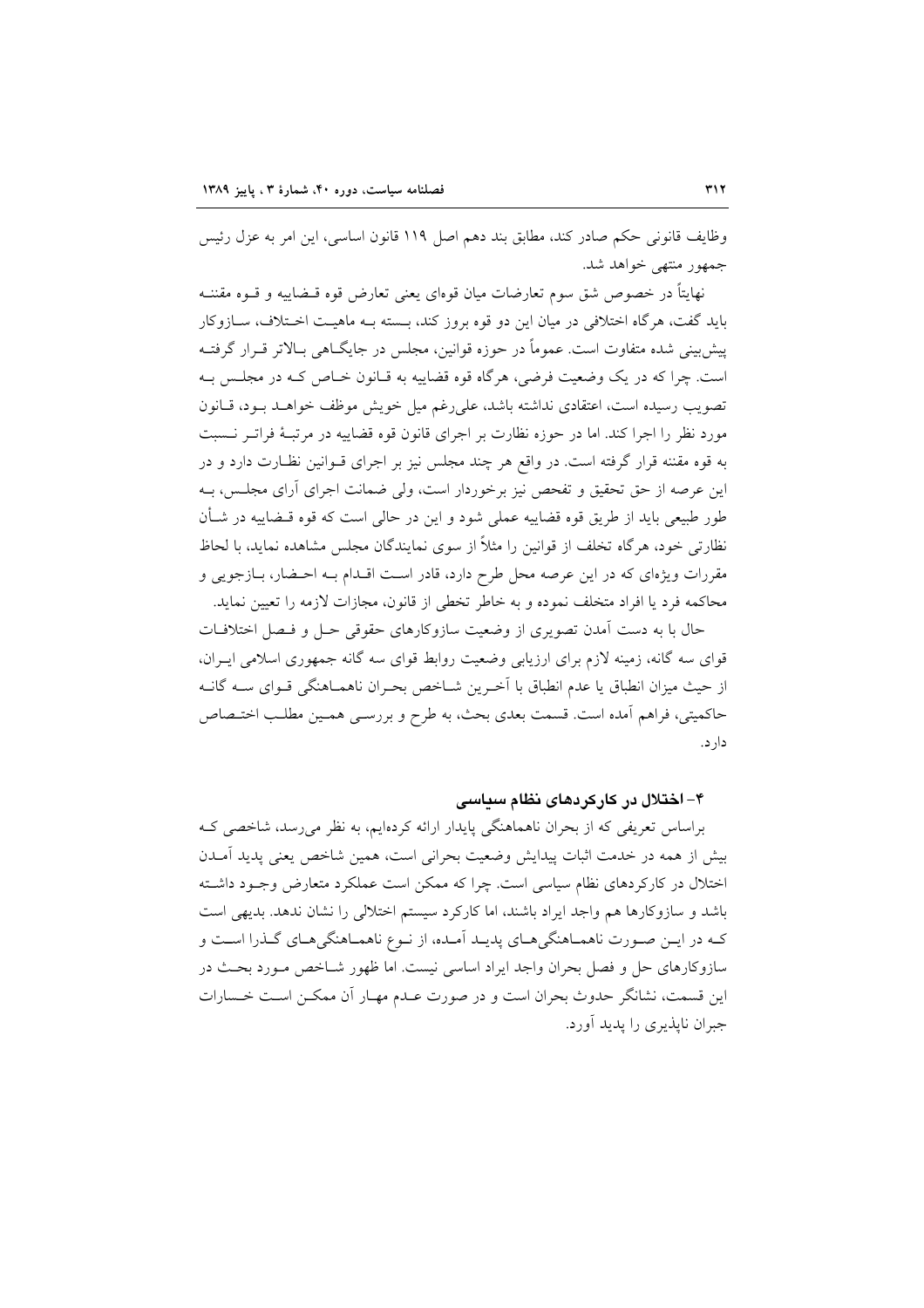وظایف قانونی حکم صادر کند، مطابق بند دهم اصل ۱۱۹ قانون اساسی، این امر به عزل رئیس جمهور منتهی خواهد شد.

نهایتاً در خصوص شق سوم تعارضات میان قوه‌ای یعنی تعارض قوه قـضاییه و قـوه مقننـه باید گفت، هرگاه اختلافی در میان این دو قوه بروز کند، بـسته بـه ماهیـت اخـتلاف، سـازوکار پیش‌بینی شده متفاوت است. عموماً در حوزه قوانین، مجلس در جایگـاهی بـالاتر قـرار گرفتـه است. چرا که در یک وضعیت فرضی، هرگاه قوه قضاییه به قـانون خـاص کـه در مجلـس بـه تصویب رسیده است، اعتقادی نداشته باشد، علی‌رغم میل خویش موظف خواهـد بـود، قـانون مورد نظر را اجرا کند. اما در حوزه نظارت بر اجرای قانون قوه قضاییه در مرتبـهٔ فراتـر نـسبت به قوه مقننه قرار گرفته است. در واقع هر چند مجلس نیز بر اجرای قـوانین نظـارت دارد و در این عرصه از حق تحقیق و تفحص نیز برخوردار است، ولی ضمانت اجرای آرای مجلـس، بـه طور طبیعی باید از طریق قوه قضاییه عملی شود و این در حالی است که قوه قـضاییه در شـأن نظارتی خود، هرگاه تخلف از قوانین را مثلاً از سوی نمایندگان مجلس مشاهده نماید، با لحاظ مقررات ویژه‌ای که در این عرصه محل طرح دارد، قادر اسـت اقـدام بـه احـضار، بـازجویی و محاکمه فرد یا افراد متخلف نموده و به خاطر تخطی از قانون، مجازات لازمه را تعیین نماید.

حال با به دست آمدن تصویری از وضعیت سازوکارهای حقوقی حـل و فـصل اختلافـات قوای سه گانه، زمینه لازم برای ارزیابی وضعیت روابط قوای سه گانه جمهوری اسلامی ایـران، از حیث میزان انطباق یا عدم انطباق با آخـرین شـاخص بحـران ناهمـاهنگی قـوای سـه گانـه حاکمیتی، فراهم آمده است. قسمت بعدی بحث، به طرح و بررسـی همـین مطلـب اختـصاص دارد.

## ۴- اختلال در کارکردهای نظام سیاسی

براساس تعریفی که از بحران ناهماهنگی پایدار ارائه کرده‌ایم، به نظر می‌رسد، شاخصی کـه بیش از همه در خدمت اثبات پیدایش وضعیت بحرانی است، همین شاخص یعنی پدید آمـدن اختلال در کارکردهای نظام سیاسی است. چرا که ممکن است عملکرد متعارض وجـود داشـته باشد و سازوکارها هم واجد ایراد باشند، اما کارکرد سیستم اختلالی را نشان ندهد. بدیهی است کـه در ایـن صـورت ناهمـاهنگی‌هـای پدیـد آمـده، از نـوع ناهمـاهنگی‌هـای گـذرا اسـت و سازوکارهای حل و فصل بحران واجد ایراد اساسی نیست. اما ظهور شـاخص مـورد بحـث در این قسمت، نشانگر حدوث بحران است و در صورت عـدم مهـار آن ممکـن اسـت خـسارات جبران ناپذیری را پدید آورد.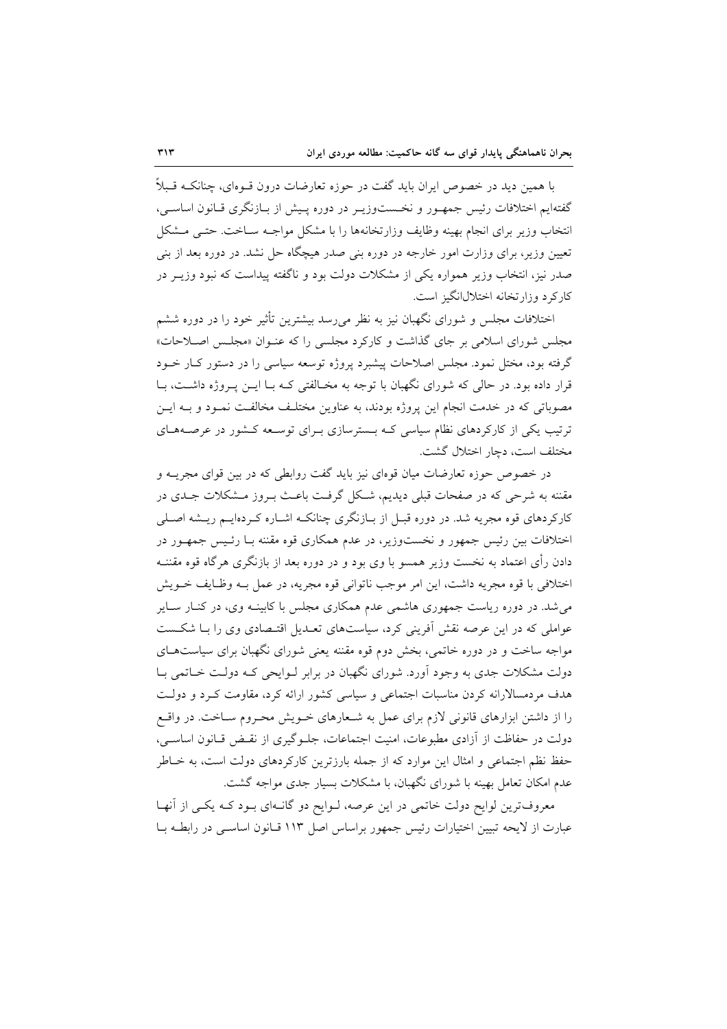با همین دید در خصوص ایران باید گفت در حوزه تعارضات درون قوه‌ای، چنانکه قبلاً گفته‌ایم اختلافات رئیس جمهور و نخست‌وزیر در دوره پیش از بازنگری قانون اساسی، انتخاب وزیر برای انجام بهینه وظایف وزارتخانه‌ها را با مشکل مواجه ساخت. حتی مشکل تعیین وزیر، برای وزارت امور خارجه در دوره بنی صدر هیچگاه حل نشد. در دوره بعد از بنی صدر نیز، انتخاب وزیر همواره یکی از مشکلات دولت بود و ناگفته پیداست که نبود وزیر در کارکرد وزارتخانه اختلال‌انگیز است.

اختلافات مجلس و شورای نگهبان نیز به نظر می‌رسد بیشترین تأثیر خود را در دوره ششم مجلس شورای اسلامی بر جای گذاشت و کارکرد مجلسی را که عنوان «مجلس اصلاحات» گرفته بود، مختل نمود. مجلس اصلاحات پیشبرد پروژه توسعه سیاسی را در دستور کار خود قرار داده بود. در حالی که شورای نگهبان با توجه به مخالفتی که با این پروژه داشت، با مصوباتی که در خدمت انجام این پروژه بودند، به عناوین مختلف مخالفت نمود و به این ترتیب یکی از کارکردهای نظام سیاسی که بسترسازی برای توسعه کشور در عرصه‌های مختلف است، دچار اختلال گشت.

در خصوص حوزه تعارضات میان قوه‌ای نیز باید گفت روابطی که در بین قوای مجریه و مقننه به شرحی که در صفحات قبلی دیدیم، شکل گرفت باعث بروز مشکلات جدی در کارکردهای قوه مجریه شد. در دوره قبل از بازنگری چنانکه اشاره کرده‌ایم ریشه اصلی اختلافات بین رئیس جمهور و نخست‌وزیر، در عدم همکاری قوه مقننه با رئیس جمهور در دادن رأی اعتماد به نخست وزیر همسو با وی بود و در دوره بعد از بازنگری هرگاه قوه مقننه اختلافی با قوه مجریه داشت، این امر موجب ناتوانی قوه مجریه، در عمل به وظایف خویش می‌شد. در دوره ریاست جمهوری هاشمی عدم همکاری مجلس با کابینه وی، در کنار سایر عواملی که در این عرصه نقش آفرینی کرد، سیاست‌های تعدیل اقتصادی وی را با شکست مواجه ساخت و در دوره خاتمی، بخش دوم قوه مقننه یعنی شورای نگهبان برای سیاست‌های دولت مشکلات جدی به وجود آورد. شورای نگهبان در برابر لوایحی که دولت خاتمی با هدف مردمسالارانه کردن مناسبات اجتماعی و سیاسی کشور ارائه کرد، مقاومت کرد و دولت را از داشتن ابزارهای قانونی لازم برای عمل به شعارهای خویش محروم ساخت. در واقع دولت در حفاظت از آزادی مطبوعات، امنیت اجتماعات، جلوگیری از نقض قانون اساسی، حفظ نظم اجتماعی و امثال این موارد که از جمله بارزترین کارکردهای دولت است، به خاطر عدم امکان تعامل بهینه با شورای نگهبان، با مشکلات بسیار جدی مواجه گشت.

معروف‌ترین لوایح دولت خاتمی در این عرصه، لوایح دو گانه‌ای بود که یکی از آنها عبارت از لایحه تبیین اختیارات رئیس جمهور براساس اصل ۱۱۳ قانون اساسی در رابطه با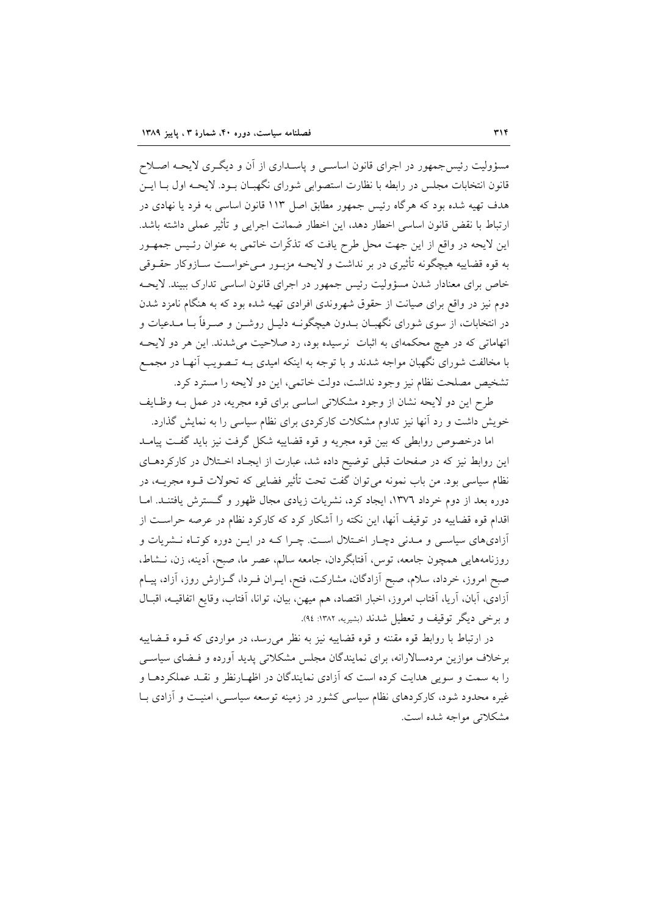مسؤولیت رئیس‌جمهور در اجرای قانون اساسی و پاسداری از آن و دیگری لایحه اصلاح قانون انتخابات مجلس در رابطه با نظارت استصوابی شورای نگهبان بود. لایحه اول با این هدف تهیه شده بود که هرگاه رئیس جمهور مطابق اصل ۱۱۳ قانون اساسی به فرد یا نهادی در ارتباط با نقض قانون اساسی اخطار دهد، این اخطار ضمانت اجرایی و تأثیر عملی داشته باشد. این لایحه در واقع از این جهت محل طرح یافت که تذکّرات خاتمی به عنوان رئیس جمهور به قوه قضاییه هیچگونه تأثیری در بر نداشت و لایحه مزبور می‌خواست سازوکار حقوقی خاص برای معنادار شدن مسؤولیت رئیس جمهور در اجرای قانون اساسی تدارک ببیند. لایحه دوم نیز در واقع برای صیانت از حقوق شهروندی افرادی تهیه شده بود که به هنگام نامزد شدن در انتخابات، از سوی شورای نگهبان بدون هیچگونه دلیل روشن و صرفاً با مدعیات و اتهاماتی که در هیچ محکمه‌ای به اثبات نرسیده بود، رد صلاحیت می‌شدند. این هر دو لایحه با مخالفت شورای نگهبان مواجه شدند و با توجه به اینکه امیدی به تصویب آنها در مجمع تشخیص مصلحت نظام نیز وجود نداشت، دولت خاتمی، این دو لایحه را مسترد کرد.

طرح این دو لایحه نشان از وجود مشکلاتی اساسی برای قوه مجریه، در عمل به وظایف خویش داشت و رد آنها نیز تداوم مشکلات کارکردی برای نظام سیاسی را به نمایش گذارد.

اما درخصوص روابطی که بین قوه مجریه و قوه قضاییه شکل گرفت نیز باید گفت پیامد این روابط نیز که در صفحات قبلی توضیح داده شد، عبارت از ایجاد اختلال در کارکردهای نظام سیاسی بود. من باب نمونه می‌توان گفت تحت تأثیر فضایی که تحولات قوه مجریه، در دوره بعد از دوم خرداد ۱۳۷۶، ایجاد کرد، نشریات زیادی مجال ظهور و گسترش یافتند. اما اقدام قوه قضاییه در توقیف آنها، این نکته را آشکار کرد که کارکرد نظام در عرصه حراست از آزادی‌های سیاسی و مدنی دچار اختلال است. چرا که در این دوره کوتاه نشریات و روزنامه‌هایی همچون جامعه، توس، آفتابگردان، جامعه سالم، عصر ما، صبح، آدینه، زن، نشاط، صبح امروز، خرداد، سلام، صبح آزادگان، مشارکت، فتح، ایران فردا، گزارش روز، آزاد، پیام آزادی، آبان، آریا، آفتاب امروز، اخبار اقتصاد، هم میهن، بیان، توانا، آفتاب، وقایع اتفاقیه، اقبال و برخی دیگر توقیف و تعطیل شدند (بشیریه، ۱۳۸۲: ۹۴).

در ارتباط با روابط قوه مقننه و قوه قضاییه نیز به نظر می‌رسد، در مواردی که قوه قضاییه برخلاف موازین مردمسالارانه، برای نمایندگان مجلس مشکلاتی پدید آورده و فضای سیاسی را به سمت و سویی هدایت کرده است که آزادی نمایندگان در اظهارنظر و نقد عملکردها و غیره محدود شود، کارکردهای نظام سیاسی کشور در زمینه توسعه سیاسی، امنیت و آزادی با مشکلاتی مواجه شده است.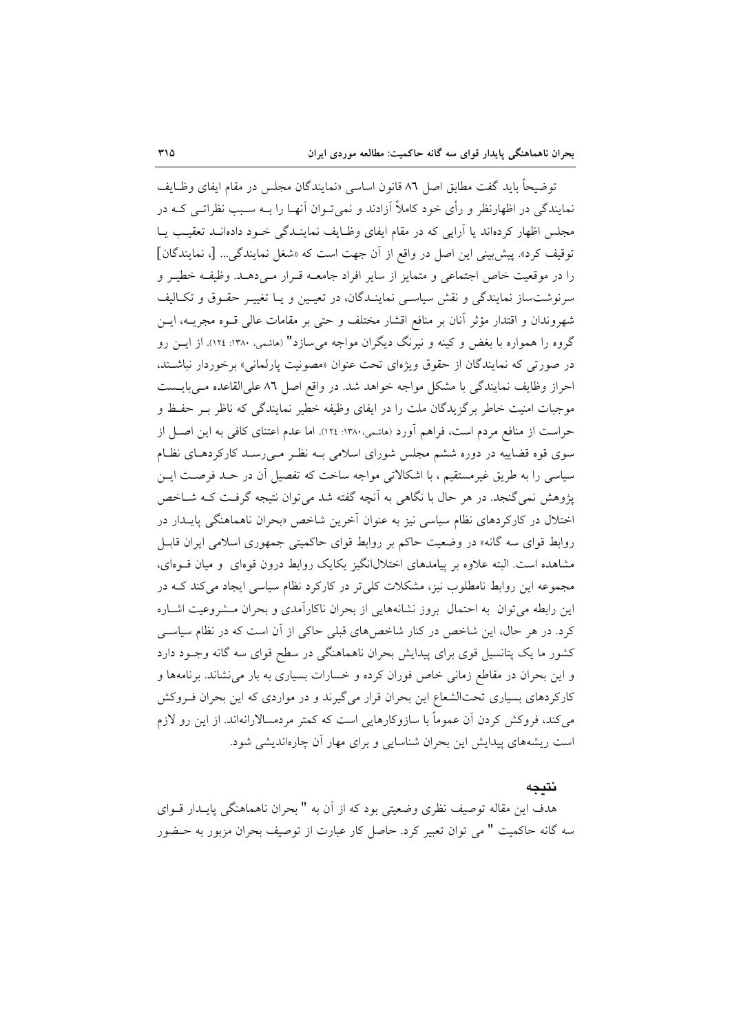توضیحاً باید گفت مطابق اصل ۸۶ قانون اساسی «نمایندگان مجلس در مقام ایفای وظایف نمایندگی در اظهارنظر و رأی خود کاملاً آزادند و نمی‌توان آنها را بـه سـبب نظراتی کـه در مجلس اظهار کرده‌اند یا آرایی که در مقام ایفای وظایف نمایندگی خود داده‌اند تعقیب یا توقیف کرد». پیش‌بینی این اصل در واقع از آن جهت است که «شغل نمایندگی... [، نمایندگان] را در موقعیت خاص اجتماعی و متمایز از سایر افراد جامعه قرار می‌دهد. وظیفه خطیر و سرنوشت‌ساز نمایندگی و نقش سیاسی نمایندگان، در تعیین و یا تغییر حقوق و تکالیف شهروندان و اقتدار مؤثر آنان بر منافع اقشار مختلف و حتی بر مقامات عالی قوه مجریه، این گروه را همواره با بغض و کینه و نیرنگ دیگران مواجه می‌سازد" (هاشمی، ۱۳۸۰: ۱۲٤). از این رو در صورتی که نمایندگان از حقوق ویژه‌ای تحت عنوان «مصونیت پارلمانی» برخوردار نباشند، احراز وظایف نمایندگی با مشکل مواجه خواهد شد. در واقع اصل ۸۶ علی‌القاعده می‌بایست موجبات امنیت خاطر برگزیدگان ملت را در ایفای وظیفه خطیر نمایندگی که ناظر بر حفظ و حراست از منافع مردم است، فراهم آورد (هاشمی،۱۳۸۰: ۱۲٤). اما عدم اعتنای کافی به این اصل از سوی قوه قضاییه در دوره ششم مجلس شورای اسلامی به نظر می‌رسد کارکردهای نظام سیاسی را به طریق غیرمستقیم ، با اشکالاتی مواجه ساخت که تفصیل آن در حد فرصت این پژوهش نمی‌گنجد. در هر حال با نگاهی به آنچه گفته شد می‌توان نتیجه گرفت که شاخص اختلال در کارکردهای نظام سیاسی نیز به عنوان آخرین شاخص «بحران ناهماهنگی پایدار در روابط قوای سه گانه» در وضعیت حاکم بر روابط قوای حاکمیتی جمهوری اسلامی ایران قابل مشاهده است. البته علاوه بر پیامدهای اختلال‌انگیز یکایک روابط درون قوه‌ای و میان قوه‌ای، مجموعه این روابط نامطلوب نیز، مشکلات کلی‌تر در کارکرد نظام سیاسی ایجاد می‌کند که در این رابطه می‌توان به احتمال بروز نشانه‌هایی از بحران ناکارآمدی و بحران مشروعیت اشاره کرد. در هر حال، این شاخص در کنار شاخص‌های قبلی حاکی از آن است که در نظام سیاسی کشور ما یک پتانسیل قوی برای پیدایش بحران ناهماهنگی در سطح قوای سه گانه وجود دارد و این بحران در مقاطع زمانی خاص فوران کرده و خسارات بسیاری به بار می‌نشاند. برنامه‌ها و کارکردهای بسیاری تحت‌الشعاع این بحران قرار می‌گیرند و در مواردی که این بحران فروکش می‌کند، فروکش کردن آن عموماً با سازوکارهایی است که کمتر مردمسالارانه‌اند. از این رو لازم است ریشه‌های پیدایش این بحران شناسایی و برای مهار آن چاره‌اندیشی شود.

## نتیجه

هدف این مقاله توصیف نظری وضعیتی بود که از آن به " بحران ناهماهنگی پایدار قوای سه گانه حاکمیت " می توان تعبیر کرد. حاصل کار عبارت از توصیف بحران مزبور به حضور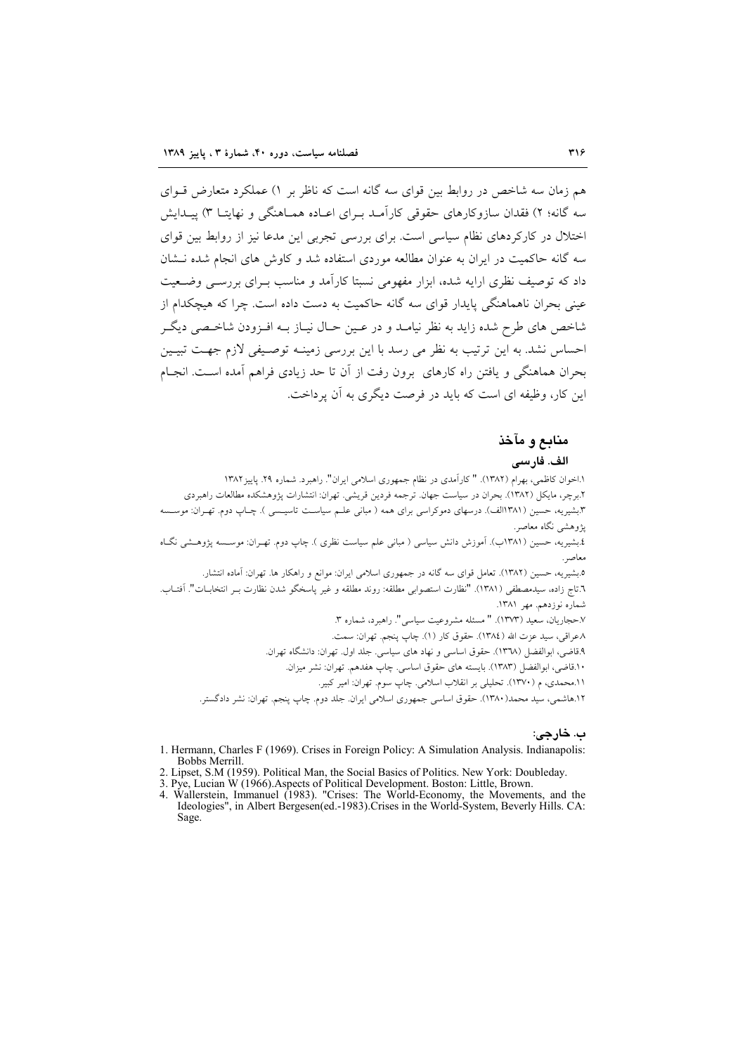هم زمان سه شاخص در روابط بین قوای سه گانه است که ناظر بر ۱) عملکرد متعارض قـوای سه گانه؛ ۲) فقدان سازوکارهای حقوقی کارآمـد بـرای اعـاده همـاهنگی و نهایتـا ۳) پیـدایش اختلال در کارکردهای نظام سیاسی است. برای بررسی تجربی این مدعا نیز از روابط بین قوای سه گانه حاکمیت در ایران به عنوان مطالعه موردی استفاده شد و کاوش های انجام شده نـشان داد که توصیف نظری ارایه شده، ابزار مفهومی نسبتا کارآمد و مناسب بـرای بررسـی وضـعیت عینی بحران ناهماهنگی پایدار قوای سه گانه حاکمیت به دست داده است. چرا که هیچکدام از شاخص های طرح شده زاید به نظر نیامـد و در عـین حـال نیـاز بـه افـزودن شاخـصی دیگـر احساس نشد. به این ترتیب به نظر می رسد با این بررسی زمینـه توصـیفی لازم جهـت تبیـین بحران هماهنگی و یافتن راه کارهای برون رفت از آن تا حد زیادی فراهم آمده اسـت. انجـام این کار، وظیفه ای است که باید در فرصت دیگری به آن پرداخت.

## منابع و مآخذ

### الف. فارسی

۱.اخوان کاظمی، بهرام (۱۳۸۲). " کارآمدی در نظام جمهوری اسلامی ایران". راهبرد. شماره ۲۹. پاییز۱۳۸۲

۲.برچر، مایکل (۱۳۸۲). بحران در سیاست جهان. ترجمه فردین قریشی. تهران: انتشارات پژوهشکده مطالعات راهبردی

۳.بشیریه، حسین (۱۳۸۱الف). درسهای دموکراسی برای همه ( مبانی علـم سیاسـت تاسیـسی ). چـاپ دوم. تهـران: موسـسه پژوهشی نگاه معاصر.

٤.بشیریه، حسین (۱۳۸۱ب). آموزش دانش سیاسی ( مبانی علم سیاست نظری ). چاپ دوم. تهـران: موسـسه پژوهـشی نگـاه معاصر.

٥.بشیریه، حسین (۱۳۸۲). تعامل قوای سه گانه در جمهوری اسلامی ایران: موانع و راهکار ها. تهران: آماده انتشار.

٦.تاج زاده، سیدمصطفی (۱۳۸۱). "نظارت استصوابی مطلقه: روند مطلقه و غیر پاسخگو شدن نظارت بـر انتخابـات". آفتـاب. شماره نوزدهم. مهر ۱۳۸۱.

۷.حجاریان، سعید (۱۳۷۳). " مسئله مشروعیت سیاسی". راهبرد، شماره ۳.

۸.عراقی، سید عزت الله (۱۳۸٤). حقوق کار (۱). چاپ پنجم. تهران: سمت.

۹.قاضی، ابوالفضل (۱۳٦۸). حقوق اساسی و نهاد های سیاسی. جلد اول. تهران: دانشگاه تهران.

۱۰.قاضی، ابوالفضل (۱۳۸۳). بایسته های حقوق اساسی. چاپ هفدهم. تهران: نشر میزان.

۱۱.محمدی، م (۱۳۷۰). تحلیلی بر انقلاب اسلامی. چاپ سوم. تهران: امیر کبیر.

۱۲.هاشمی، سید محمد(۱۳۸۰). حقوق اساسی جمهوری اسلامی ایران. جلد دوم. چاپ پنجم. تهران: نشر دادگستر.

### ب. خارجی:

1. Hermann, Charles F (1969). Crises in Foreign Policy: A Simulation Analysis. Indianapolis: Bobbs Merrill.
2. Lipset, S.M (1959). Political Man, the Social Basics of Politics. New York: Doubleday.
3. Pye, Lucian W (1966).Aspects of Political Development. Boston: Little, Brown.
4. Wallerstein, Immanuel (1983). "Crises: The World-Economy, the Movements, and the Ideologies", in Albert Bergesen(ed.-1983).Crises in the World-System, Beverly Hills. CA: Sage.